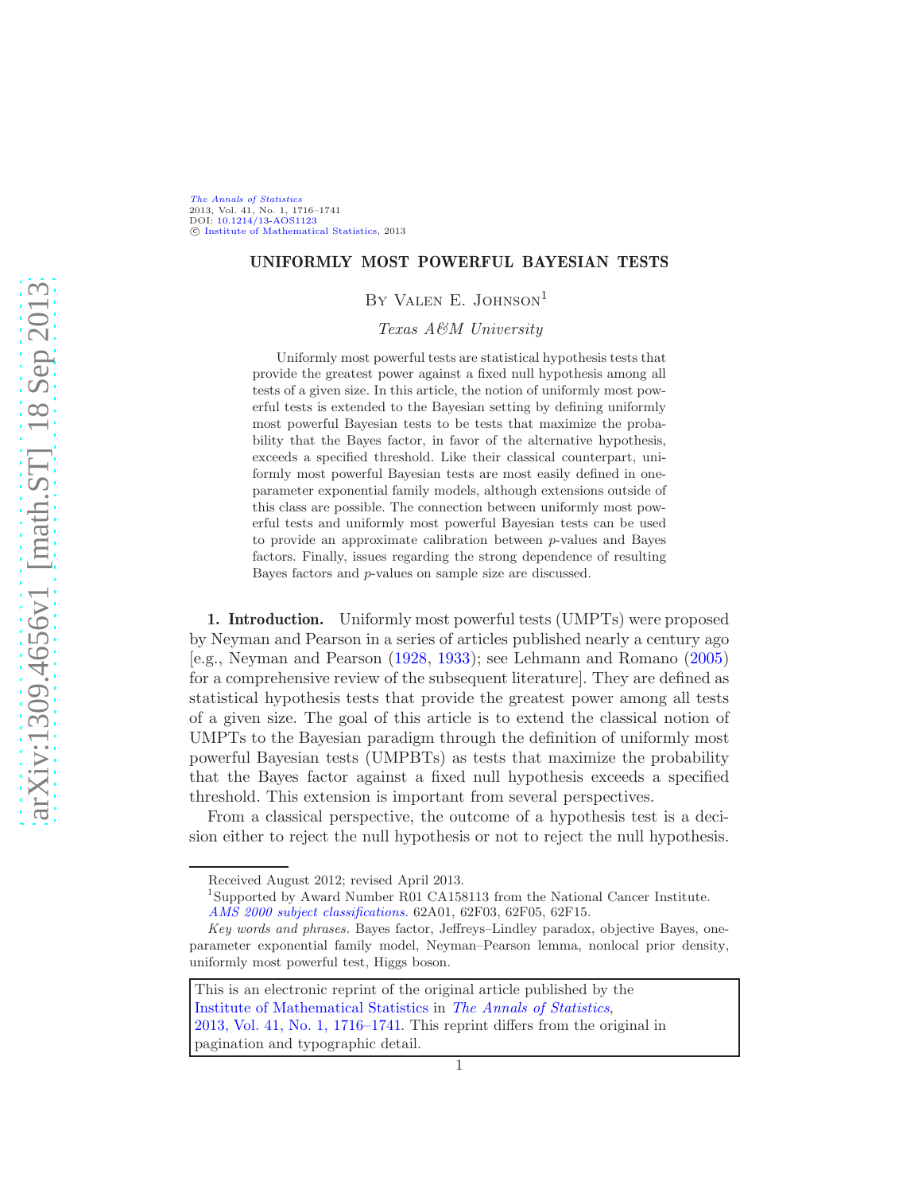# UNIFORMLY MOST POWERFUL BAYESIAN TESTS

By Valen E. Johnson[1]

*Texas A&M University*

Uniformly most powerful tests are statistical hypothesis tests that provide the greatest power against a fixed null hypothesis among all tests of a given size. In this article, the notion of uniformly most powerful tests is extended to the Bayesian setting by defining uniformly most powerful Bayesian tests to be tests that maximize the probability that the Bayes factor, in favor of the alternative hypothesis, exceeds a specified threshold. Like their classical counterpart, uniformly most powerful Bayesian tests are most easily defined in one-parameter exponential family models, although extensions outside of this class are possible. The connection between uniformly most powerful tests and uniformly most powerful Bayesian tests can be used to provide an approximate calibration between $p$-values and Bayes factors. Finally, issues regarding the strong dependence of resulting Bayes factors and $p$-values on sample size are discussed.

## 1. Introduction.

Uniformly most powerful tests (UMPTs) were proposed by Neyman and Pearson in a series of articles published nearly a century ago [e.g., Neyman and Pearson (1928, 1933); see Lehmann and Romano (2005) for a comprehensive review of the subsequent literature]. They are defined as statistical hypothesis tests that provide the greatest power among all tests of a given size. The goal of this article is to extend the classical notion of UMPTs to the Bayesian paradigm through the definition of uniformly most powerful Bayesian tests (UMPBTs) as tests that maximize the probability that the Bayes factor against a fixed null hypothesis exceeds a specified threshold. This extension is important from several perspectives.

From a classical perspective, the outcome of a hypothesis test is a decision either to reject the null hypothesis or not to reject the null hypothesis.

---

Received August 2012; revised April 2013.

[1]Supported by Award Number R01 CA158113 from the National Cancer Institute.

*AMS 2000 subject classifications.* 62A01, 62F03, 62F05, 62F15.

*Key words and phrases.* Bayes factor, Jeffreys–Lindley paradox, objective Bayes, one-parameter exponential family model, Neyman–Pearson lemma, nonlocal prior density, uniformly most powerful test, Higgs boson.

This is an electronic reprint of the original article published by the Institute of Mathematical Statistics in *The Annals of Statistics*, 2013, Vol. 41, No. 1, 1716–1741. This reprint differs from the original in pagination and typographic detail.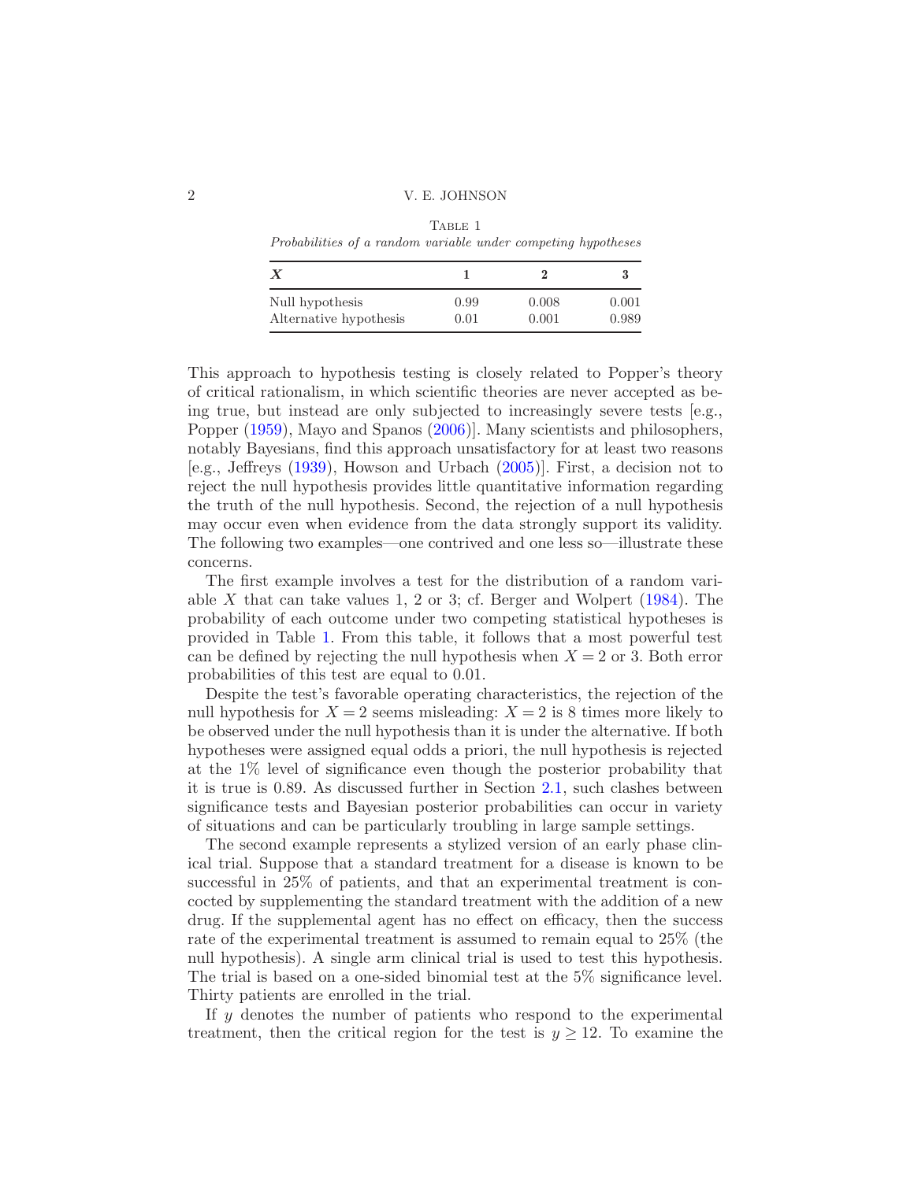Table 1

*Probabilities of a random variable under competing hypotheses*

| $X$ | 1 | 2 | 3 |
|---|---|---|---|
| Null hypothesis | 0.99 | 0.008 | 0.001 |
| Alternative hypothesis | 0.01 | 0.001 | 0.989 |

This approach to hypothesis testing is closely related to Popper's theory of critical rationalism, in which scientific theories are never accepted as being true, but instead are only subjected to increasingly severe tests [e.g., Popper (1959), Mayo and Spanos (2006)]. Many scientists and philosophers, notably Bayesians, find this approach unsatisfactory for at least two reasons [e.g., Jeffreys (1939), Howson and Urbach (2005)]. First, a decision not to reject the null hypothesis provides little quantitative information regarding the truth of the null hypothesis. Second, the rejection of a null hypothesis may occur even when evidence from the data strongly support its validity. The following two examples—one contrived and one less so—illustrate these concerns.

The first example involves a test for the distribution of a random variable $X$ that can take values 1, 2 or 3; cf. Berger and Wolpert (1984). The probability of each outcome under two competing statistical hypotheses is provided in Table 1. From this table, it follows that a most powerful test can be defined by rejecting the null hypothesis when $X = 2$ or 3. Both error probabilities of this test are equal to 0.01.

Despite the test's favorable operating characteristics, the rejection of the null hypothesis for $X = 2$ seems misleading: $X = 2$ is 8 times more likely to be observed under the null hypothesis than it is under the alternative. If both hypotheses were assigned equal odds a priori, the null hypothesis is rejected at the 1% level of significance even though the posterior probability that it is true is 0.89. As discussed further in Section 2.1, such clashes between significance tests and Bayesian posterior probabilities can occur in variety of situations and can be particularly troubling in large sample settings.

The second example represents a stylized version of an early phase clinical trial. Suppose that a standard treatment for a disease is known to be successful in 25% of patients, and that an experimental treatment is concocted by supplementing the standard treatment with the addition of a new drug. If the supplemental agent has no effect on efficacy, then the success rate of the experimental treatment is assumed to remain equal to 25% (the null hypothesis). A single arm clinical trial is used to test this hypothesis. The trial is based on a one-sided binomial test at the 5% significance level. Thirty patients are enrolled in the trial.

If $y$ denotes the number of patients who respond to the experimental treatment, then the critical region for the test is $y \geq 12$. To examine the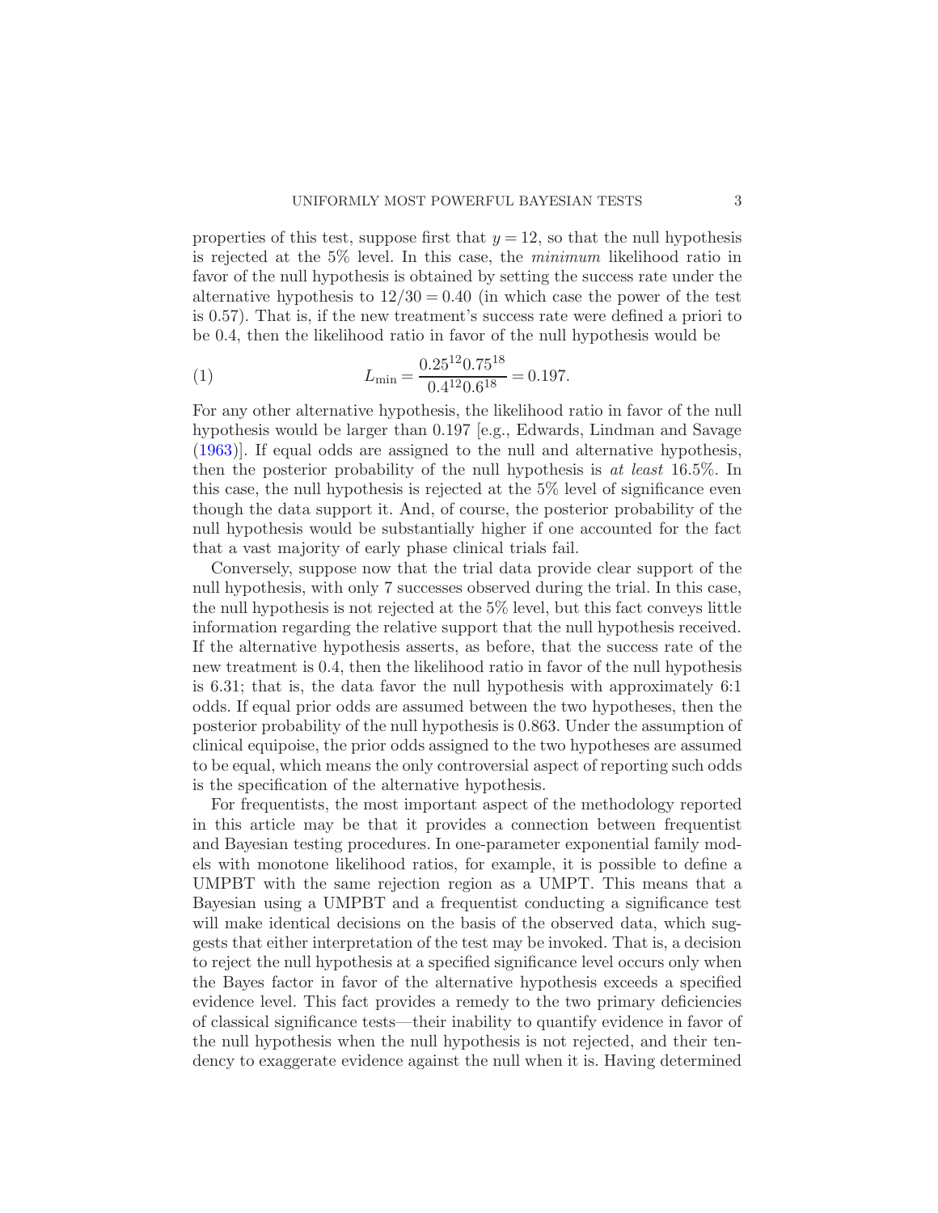properties of this test, suppose first that $y = 12$, so that the null hypothesis is rejected at the 5% level. In this case, the *minimum* likelihood ratio in favor of the null hypothesis is obtained by setting the success rate under the alternative hypothesis to $12/30 = 0.40$ (in which case the power of the test is 0.57). That is, if the new treatment's success rate were defined a priori to be 0.4, then the likelihood ratio in favor of the null hypothesis would be

$$L_{\min} = \frac{0.25^{12} 0.75^{18}}{0.4^{12} 0.6^{18}} = 0.197. \tag{1}$$

For any other alternative hypothesis, the likelihood ratio in favor of the null hypothesis would be larger than 0.197 [e.g., Edwards, Lindman and Savage (1963)]. If equal odds are assigned to the null and alternative hypothesis, then the posterior probability of the null hypothesis is *at least* 16.5%. In this case, the null hypothesis is rejected at the 5% level of significance even though the data support it. And, of course, the posterior probability of the null hypothesis would be substantially higher if one accounted for the fact that a vast majority of early phase clinical trials fail.

Conversely, suppose now that the trial data provide clear support of the null hypothesis, with only 7 successes observed during the trial. In this case, the null hypothesis is not rejected at the 5% level, but this fact conveys little information regarding the relative support that the null hypothesis received. If the alternative hypothesis asserts, as before, that the success rate of the new treatment is 0.4, then the likelihood ratio in favor of the null hypothesis is 6.31; that is, the data favor the null hypothesis with approximately 6:1 odds. If equal prior odds are assumed between the two hypotheses, then the posterior probability of the null hypothesis is 0.863. Under the assumption of clinical equipoise, the prior odds assigned to the two hypotheses are assumed to be equal, which means the only controversial aspect of reporting such odds is the specification of the alternative hypothesis.

For frequentists, the most important aspect of the methodology reported in this article may be that it provides a connection between frequentist and Bayesian testing procedures. In one-parameter exponential family models with monotone likelihood ratios, for example, it is possible to define a UMPBT with the same rejection region as a UMPT. This means that a Bayesian using a UMPBT and a frequentist conducting a significance test will make identical decisions on the basis of the observed data, which suggests that either interpretation of the test may be invoked. That is, a decision to reject the null hypothesis at a specified significance level occurs only when the Bayes factor in favor of the alternative hypothesis exceeds a specified evidence level. This fact provides a remedy to the two primary deficiencies of classical significance tests—their inability to quantify evidence in favor of the null hypothesis when the null hypothesis is not rejected, and their tendency to exaggerate evidence against the null when it is. Having determined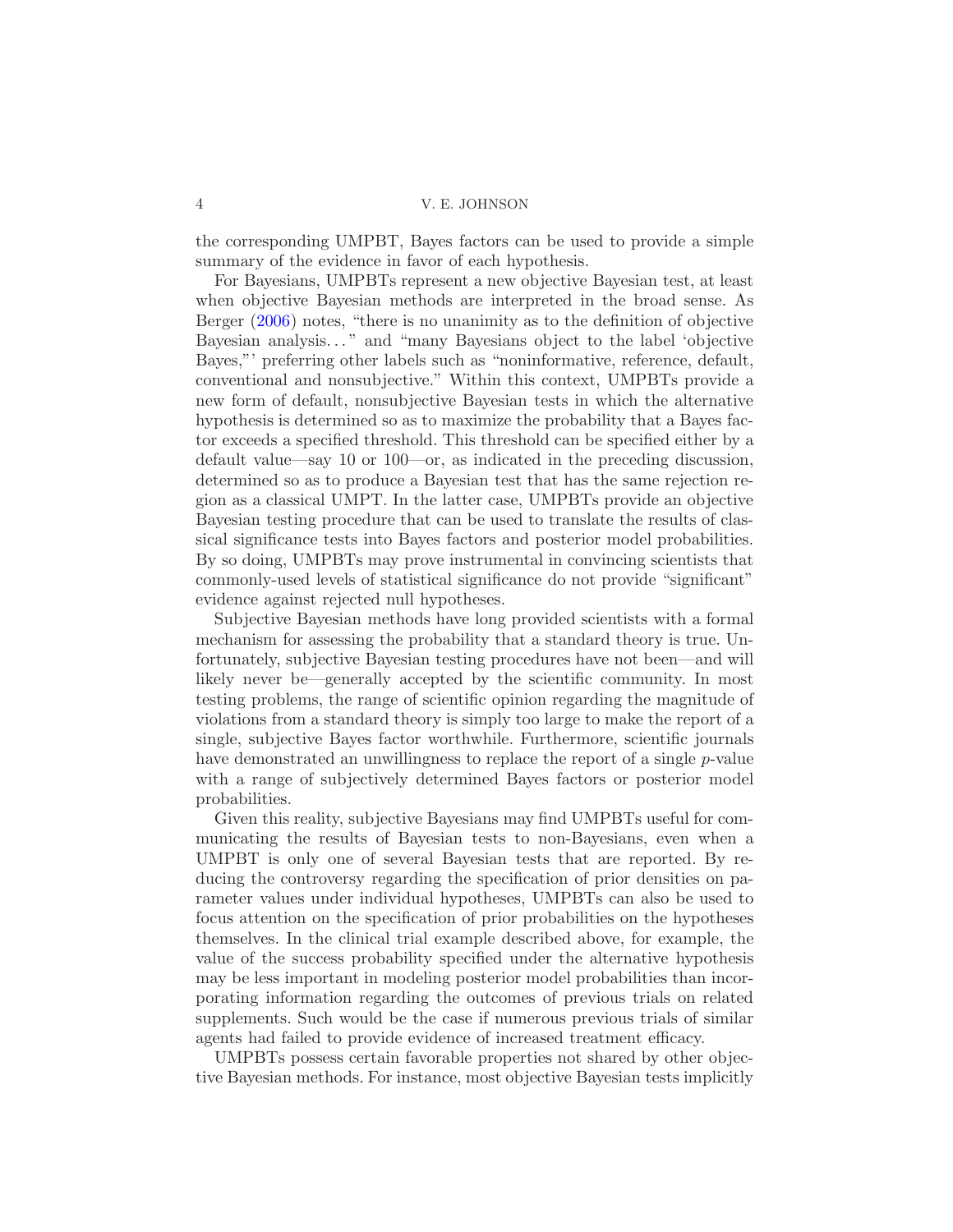the corresponding UMPBT, Bayes factors can be used to provide a simple summary of the evidence in favor of each hypothesis.

For Bayesians, UMPBTs represent a new objective Bayesian test, at least when objective Bayesian methods are interpreted in the broad sense. As Berger (2006) notes, "there is no unanimity as to the definition of objective Bayesian analysis..." and "many Bayesians object to the label 'objective Bayes,"' preferring other labels such as "noninformative, reference, default, conventional and nonsubjective." Within this context, UMPBTs provide a new form of default, nonsubjective Bayesian tests in which the alternative hypothesis is determined so as to maximize the probability that a Bayes factor exceeds a specified threshold. This threshold can be specified either by a default value—say 10 or 100—or, as indicated in the preceding discussion, determined so as to produce a Bayesian test that has the same rejection region as a classical UMPT. In the latter case, UMPBTs provide an objective Bayesian testing procedure that can be used to translate the results of classical significance tests into Bayes factors and posterior model probabilities. By so doing, UMPBTs may prove instrumental in convincing scientists that commonly-used levels of statistical significance do not provide "significant" evidence against rejected null hypotheses.

Subjective Bayesian methods have long provided scientists with a formal mechanism for assessing the probability that a standard theory is true. Unfortunately, subjective Bayesian testing procedures have not been—and will likely never be—generally accepted by the scientific community. In most testing problems, the range of scientific opinion regarding the magnitude of violations from a standard theory is simply too large to make the report of a single, subjective Bayes factor worthwhile. Furthermore, scientific journals have demonstrated an unwillingness to replace the report of a single $p$-value with a range of subjectively determined Bayes factors or posterior model probabilities.

Given this reality, subjective Bayesians may find UMPBTs useful for communicating the results of Bayesian tests to non-Bayesians, even when a UMPBT is only one of several Bayesian tests that are reported. By reducing the controversy regarding the specification of prior densities on parameter values under individual hypotheses, UMPBTs can also be used to focus attention on the specification of prior probabilities on the hypotheses themselves. In the clinical trial example described above, for example, the value of the success probability specified under the alternative hypothesis may be less important in modeling posterior model probabilities than incorporating information regarding the outcomes of previous trials on related supplements. Such would be the case if numerous previous trials of similar agents had failed to provide evidence of increased treatment efficacy.

UMPBTs possess certain favorable properties not shared by other objective Bayesian methods. For instance, most objective Bayesian tests implicitly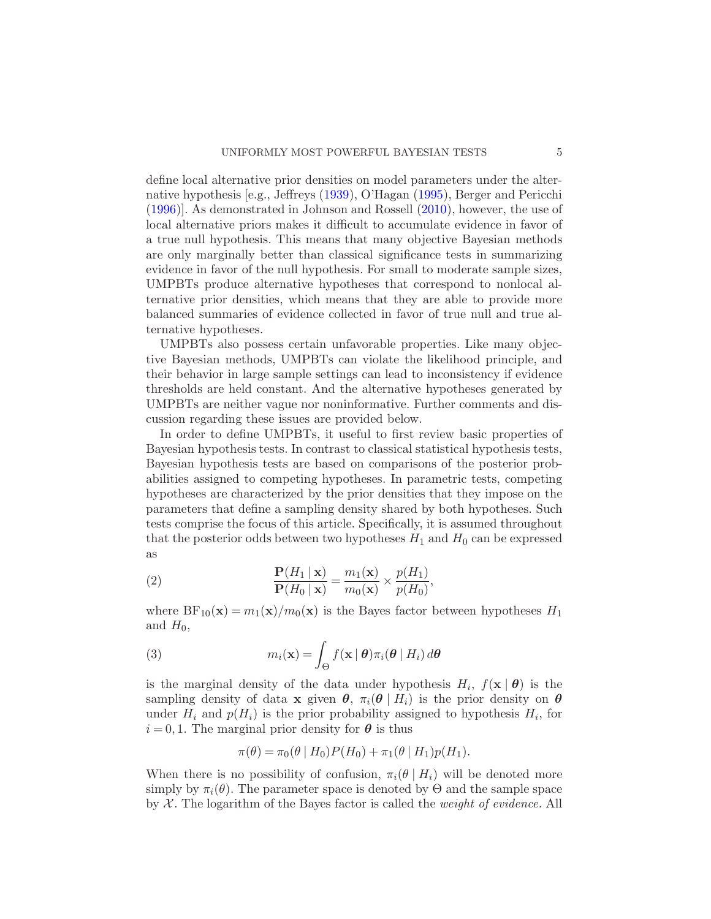define local alternative prior densities on model parameters under the alternative hypothesis [e.g., Jeffreys (1939), O'Hagan (1995), Berger and Pericchi (1996)]. As demonstrated in Johnson and Rossell (2010), however, the use of local alternative priors makes it difficult to accumulate evidence in favor of a true null hypothesis. This means that many objective Bayesian methods are only marginally better than classical significance tests in summarizing evidence in favor of the null hypothesis. For small to moderate sample sizes, UMPBTs produce alternative hypotheses that correspond to nonlocal alternative prior densities, which means that they are able to provide more balanced summaries of evidence collected in favor of true null and true alternative hypotheses.

UMPBTs also possess certain unfavorable properties. Like many objective Bayesian methods, UMPBTs can violate the likelihood principle, and their behavior in large sample settings can lead to inconsistency if evidence thresholds are held constant. And the alternative hypotheses generated by UMPBTs are neither vague nor noninformative. Further comments and discussion regarding these issues are provided below.

In order to define UMPBTs, it useful to first review basic properties of Bayesian hypothesis tests. In contrast to classical statistical hypothesis tests, Bayesian hypothesis tests are based on comparisons of the posterior probabilities assigned to competing hypotheses. In parametric tests, competing hypotheses are characterized by the prior densities that they impose on the parameters that define a sampling density shared by both hypotheses. Such tests comprise the focus of this article. Specifically, it is assumed throughout that the posterior odds between two hypotheses $H_1$ and $H_0$ can be expressed as

$$\frac{\mathbf{P}(H_1 \mid \mathbf{x})}{\mathbf{P}(H_0 \mid \mathbf{x})} = \frac{m_1(\mathbf{x})}{m_0(\mathbf{x})} \times \frac{p(H_1)}{p(H_0)}, \tag{2}$$

where $\mathrm{BF}_{10}(\mathbf{x}) = m_1(\mathbf{x})/m_0(\mathbf{x})$ is the Bayes factor between hypotheses $H_1$ and $H_0$,

$$m_i(\mathbf{x}) = \int_{\Theta} f(\mathbf{x} \mid \boldsymbol{\theta}) \pi_i(\boldsymbol{\theta} \mid H_i) \, d\boldsymbol{\theta} \tag{3}$$

is the marginal density of the data under hypothesis $H_i$, $f(\mathbf{x} \mid \boldsymbol{\theta})$ is the sampling density of data $\mathbf{x}$ given $\boldsymbol{\theta}$, $\pi_i(\boldsymbol{\theta} \mid H_i)$ is the prior density on $\boldsymbol{\theta}$ under $H_i$ and $p(H_i)$ is the prior probability assigned to hypothesis $H_i$, for $i = 0, 1$. The marginal prior density for $\boldsymbol{\theta}$ is thus

$$\pi(\theta) = \pi_0(\theta \mid H_0) P(H_0) + \pi_1(\theta \mid H_1) p(H_1).$$

When there is no possibility of confusion, $\pi_i(\theta \mid H_i)$ will be denoted more simply by $\pi_i(\theta)$. The parameter space is denoted by $\Theta$ and the sample space by $\mathcal{X}$. The logarithm of the Bayes factor is called the *weight of evidence.* All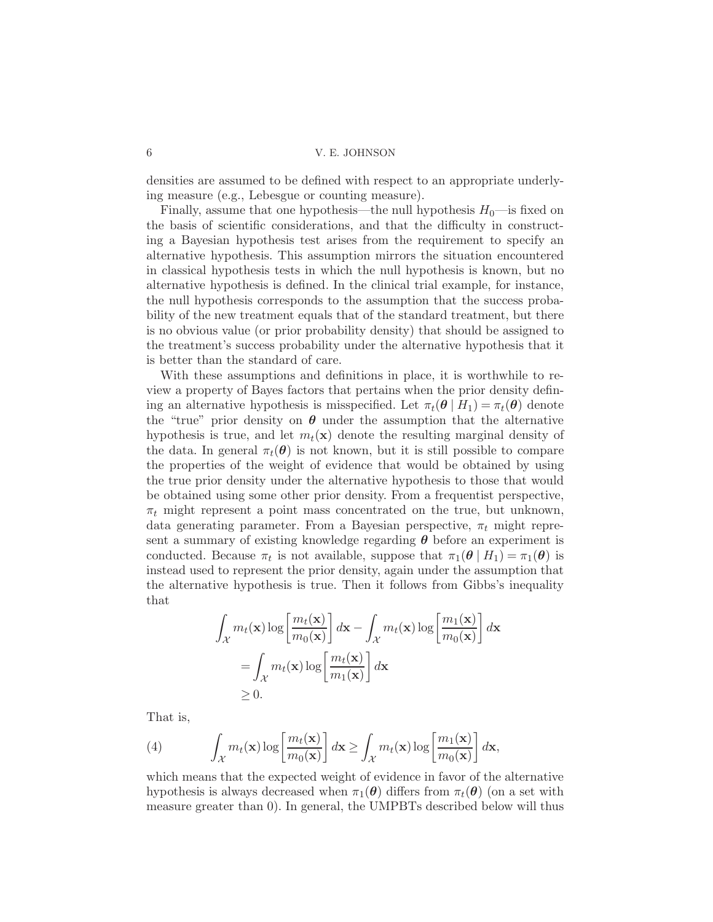densities are assumed to be defined with respect to an appropriate underlying measure (e.g., Lebesgue or counting measure).

Finally, assume that one hypothesis—the null hypothesis $H_0$—is fixed on the basis of scientific considerations, and that the difficulty in constructing a Bayesian hypothesis test arises from the requirement to specify an alternative hypothesis. This assumption mirrors the situation encountered in classical hypothesis tests in which the null hypothesis is known, but no alternative hypothesis is defined. In the clinical trial example, for instance, the null hypothesis corresponds to the assumption that the success probability of the new treatment equals that of the standard treatment, but there is no obvious value (or prior probability density) that should be assigned to the treatment's success probability under the alternative hypothesis that it is better than the standard of care.

With these assumptions and definitions in place, it is worthwhile to review a property of Bayes factors that pertains when the prior density defining an alternative hypothesis is misspecified. Let $\pi_t(\boldsymbol{\theta} \mid H_1) = \pi_t(\boldsymbol{\theta})$ denote the "true" prior density on $\boldsymbol{\theta}$ under the assumption that the alternative hypothesis is true, and let $m_t(\mathbf{x})$ denote the resulting marginal density of the data. In general $\pi_t(\boldsymbol{\theta})$ is not known, but it is still possible to compare the properties of the weight of evidence that would be obtained by using the true prior density under the alternative hypothesis to those that would be obtained using some other prior density. From a frequentist perspective, $\pi_t$ might represent a point mass concentrated on the true, but unknown, data generating parameter. From a Bayesian perspective, $\pi_t$ might represent a summary of existing knowledge regarding $\boldsymbol{\theta}$ before an experiment is conducted. Because $\pi_t$ is not available, suppose that $\pi_1(\boldsymbol{\theta} \mid H_1) = \pi_1(\boldsymbol{\theta})$ is instead used to represent the prior density, again under the assumption that the alternative hypothesis is true. Then it follows from Gibbs's inequality that

$$
\begin{aligned}
\int_{\mathcal{X}} m_t(\mathbf{x}) \log\left[\frac{m_t(\mathbf{x})}{m_0(\mathbf{x})}\right] d\mathbf{x} &- \int_{\mathcal{X}} m_t(\mathbf{x}) \log\left[\frac{m_1(\mathbf{x})}{m_0(\mathbf{x})}\right] d\mathbf{x} \\
&= \int_{\mathcal{X}} m_t(\mathbf{x}) \log\left[\frac{m_t(\mathbf{x})}{m_1(\mathbf{x})}\right] d\mathbf{x} \\
&\geq 0.
\end{aligned}
$$

That is,

$$
\int_{\mathcal{X}} m_t(\mathbf{x}) \log\left[\frac{m_t(\mathbf{x})}{m_0(\mathbf{x})}\right] d\mathbf{x} \geq \int_{\mathcal{X}} m_t(\mathbf{x}) \log\left[\frac{m_1(\mathbf{x})}{m_0(\mathbf{x})}\right] d\mathbf{x}, \tag{4}
$$

which means that the expected weight of evidence in favor of the alternative hypothesis is always decreased when $\pi_1(\boldsymbol{\theta})$ differs from $\pi_t(\boldsymbol{\theta})$ (on a set with measure greater than 0). In general, the UMPBTs described below will thus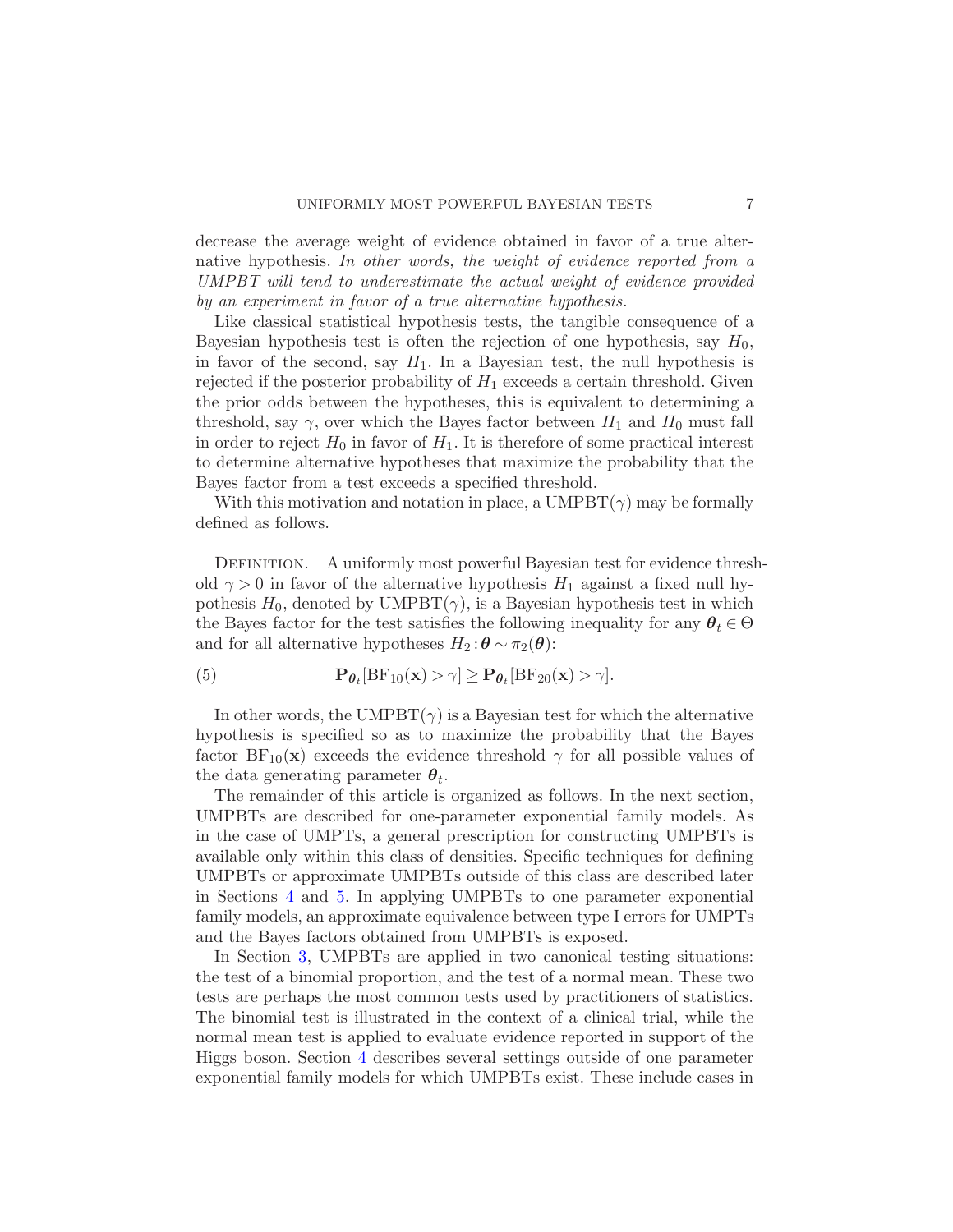decrease the average weight of evidence obtained in favor of a true alternative hypothesis. *In other words, the weight of evidence reported from a UMPBT will tend to underestimate the actual weight of evidence provided by an experiment in favor of a true alternative hypothesis.*

Like classical statistical hypothesis tests, the tangible consequence of a Bayesian hypothesis test is often the rejection of one hypothesis, say $H_0$, in favor of the second, say $H_1$. In a Bayesian test, the null hypothesis is rejected if the posterior probability of $H_1$ exceeds a certain threshold. Given the prior odds between the hypotheses, this is equivalent to determining a threshold, say $\gamma$, over which the Bayes factor between $H_1$ and $H_0$ must fall in order to reject $H_0$ in favor of $H_1$. It is therefore of some practical interest to determine alternative hypotheses that maximize the probability that the Bayes factor from a test exceeds a specified threshold.

With this motivation and notation in place, a UMPBT($\gamma$) may be formally defined as follows.

Definition. A uniformly most powerful Bayesian test for evidence threshold $\gamma > 0$ in favor of the alternative hypothesis $H_1$ against a fixed null hypothesis $H_0$, denoted by UMPBT($\gamma$), is a Bayesian hypothesis test in which the Bayes factor for the test satisfies the following inequality for any $\boldsymbol{\theta}_t \in \Theta$ and for all alternative hypotheses $H_2 : \boldsymbol{\theta} \sim \pi_2(\boldsymbol{\theta})$:

$$\mathbf{P}_{\boldsymbol{\theta}_t}[\mathrm{BF}_{10}(\mathbf{x}) > \gamma] \geq \mathbf{P}_{\boldsymbol{\theta}_t}[\mathrm{BF}_{20}(\mathbf{x}) > \gamma]. \tag{5}$$

In other words, the UMPBT($\gamma$) is a Bayesian test for which the alternative hypothesis is specified so as to maximize the probability that the Bayes factor $\mathrm{BF}_{10}(\mathbf{x})$ exceeds the evidence threshold $\gamma$ for all possible values of the data generating parameter $\boldsymbol{\theta}_t$.

The remainder of this article is organized as follows. In the next section, UMPBTs are described for one-parameter exponential family models. As in the case of UMPTs, a general prescription for constructing UMPBTs is available only within this class of densities. Specific techniques for defining UMPBTs or approximate UMPBTs outside of this class are described later in Sections 4 and 5. In applying UMPBTs to one parameter exponential family models, an approximate equivalence between type I errors for UMPTs and the Bayes factors obtained from UMPBTs is exposed.

In Section 3, UMPBTs are applied in two canonical testing situations: the test of a binomial proportion, and the test of a normal mean. These two tests are perhaps the most common tests used by practitioners of statistics. The binomial test is illustrated in the context of a clinical trial, while the normal mean test is applied to evaluate evidence reported in support of the Higgs boson. Section 4 describes several settings outside of one parameter exponential family models for which UMPBTs exist. These include cases in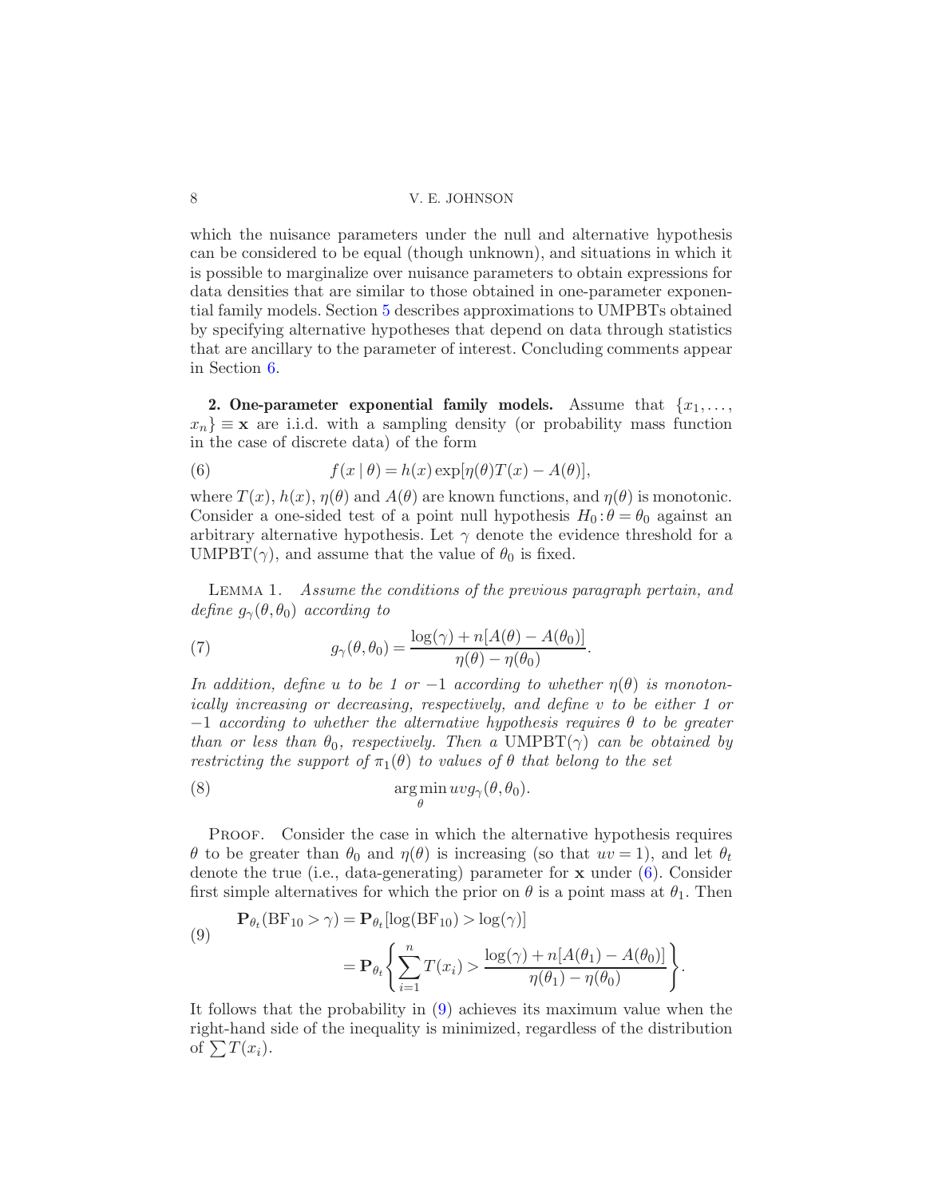which the nuisance parameters under the null and alternative hypothesis can be considered to be equal (though unknown), and situations in which it is possible to marginalize over nuisance parameters to obtain expressions for data densities that are similar to those obtained in one-parameter exponential family models. Section 5 describes approximations to UMPBTs obtained by specifying alternative hypotheses that depend on data through statistics that are ancillary to the parameter of interest. Concluding comments appear in Section 6.

## 2. One-parameter exponential family models.

Assume that $\{x_1, \ldots, x_n\} \equiv \mathbf{x}$ are i.i.d. with a sampling density (or probability mass function in the case of discrete data) of the form

$$f(x \mid \theta) = h(x)\exp[\eta(\theta)T(x) - A(\theta)], \tag{6}$$

where $T(x)$, $h(x)$, $\eta(\theta)$ and $A(\theta)$ are known functions, and $\eta(\theta)$ is monotonic. Consider a one-sided test of a point null hypothesis $H_0 : \theta = \theta_0$ against an arbitrary alternative hypothesis. Let $\gamma$ denote the evidence threshold for a UMPBT($\gamma$), and assume that the value of $\theta_0$ is fixed.

LEMMA 1. *Assume the conditions of the previous paragraph pertain, and define* $g_\gamma(\theta, \theta_0)$ *according to*

$$g_\gamma(\theta, \theta_0) = \frac{\log(\gamma) + n[A(\theta) - A(\theta_0)]}{\eta(\theta) - \eta(\theta_0)}. \tag{7}$$

*In addition, define* $u$ *to be 1 or* $-1$ *according to whether* $\eta(\theta)$ *is monotonically increasing or decreasing, respectively, and define* $v$ *to be either 1 or* $-1$ *according to whether the alternative hypothesis requires* $\theta$ *to be greater than or less than* $\theta_0$*, respectively. Then a* UMPBT($\gamma$) *can be obtained by restricting the support of* $\pi_1(\theta)$ *to values of* $\theta$ *that belong to the set*

$$\arg\min_\theta uvg_\gamma(\theta, \theta_0). \tag{8}$$

PROOF. Consider the case in which the alternative hypothesis requires $\theta$ to be greater than $\theta_0$ and $\eta(\theta)$ is increasing (so that $uv = 1$), and let $\theta_t$ denote the true (i.e., data-generating) parameter for $\mathbf{x}$ under (6). Consider first simple alternatives for which the prior on $\theta$ is a point mass at $\theta_1$. Then

$$\begin{aligned}
\mathbf{P}_{\theta_t}(\mathrm{BF}_{10} > \gamma) &= \mathbf{P}_{\theta_t}[\log(\mathrm{BF}_{10}) > \log(\gamma)] \\
&= \mathbf{P}_{\theta_t}\left\{\sum_{i=1}^n T(x_i) > \frac{\log(\gamma) + n[A(\theta_1) - A(\theta_0)]}{\eta(\theta_1) - \eta(\theta_0)}\right\}.
\end{aligned} \tag{9}$$

It follows that the probability in (9) achieves its maximum value when the right-hand side of the inequality is minimized, regardless of the distribution of $\sum T(x_i)$.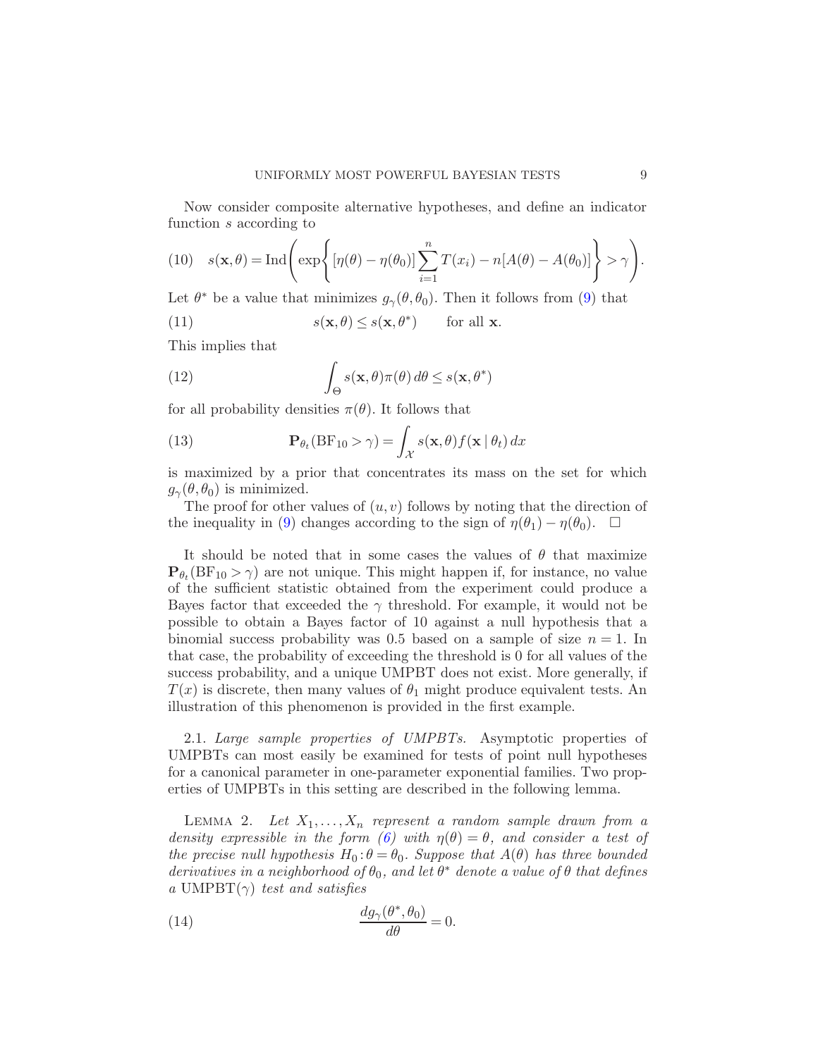Now consider composite alternative hypotheses, and define an indicator function $s$ according to

$$
s(\mathbf{x}, \theta) = \operatorname{Ind}\left( \exp\left\{ [\eta(\theta) - \eta(\theta_0)] \sum_{i=1}^{n} T(x_i) - n[A(\theta) - A(\theta_0)] \right\} > \gamma \right). \tag{10}
$$

Let $\theta^*$ be a value that minimizes $g_\gamma(\theta, \theta_0)$. Then it follows from (9) that

$$
s(\mathbf{x}, \theta) \leq s(\mathbf{x}, \theta^*) \qquad \text{for all } \mathbf{x}. \tag{11}
$$

This implies that

$$
\int_\Theta s(\mathbf{x}, \theta) \pi(\theta)\, d\theta \leq s(\mathbf{x}, \theta^*) \tag{12}
$$

for all probability densities $\pi(\theta)$. It follows that

$$
\mathbf{P}_{\theta_t}(\mathrm{BF}_{10} > \gamma) = \int_{\mathcal{X}} s(\mathbf{x}, \theta) f(\mathbf{x} \mid \theta_t)\, dx \tag{13}
$$

is maximized by a prior that concentrates its mass on the set for which $g_\gamma(\theta, \theta_0)$ is minimized.

The proof for other values of $(u, v)$ follows by noting that the direction of the inequality in (9) changes according to the sign of $\eta(\theta_1) - \eta(\theta_0)$. $\square$

It should be noted that in some cases the values of $\theta$ that maximize $\mathbf{P}_{\theta_t}(\mathrm{BF}_{10} > \gamma)$ are not unique. This might happen if, for instance, no value of the sufficient statistic obtained from the experiment could produce a Bayes factor that exceeded the $\gamma$ threshold. For example, it would not be possible to obtain a Bayes factor of 10 against a null hypothesis that a binomial success probability was 0.5 based on a sample of size $n = 1$. In that case, the probability of exceeding the threshold is 0 for all values of the success probability, and a unique UMPBT does not exist. More generally, if $T(x)$ is discrete, then many values of $\theta_1$ might produce equivalent tests. An illustration of this phenomenon is provided in the first example.

### 2.1. *Large sample properties of UMPBTs.*

Asymptotic properties of UMPBTs can most easily be examined for tests of point null hypotheses for a canonical parameter in one-parameter exponential families. Two properties of UMPBTs in this setting are described in the following lemma.

LEMMA 2. *Let $X_1, \ldots, X_n$ represent a random sample drawn from a density expressible in the form (6) with $\eta(\theta) = \theta$, and consider a test of the precise null hypothesis $H_0 : \theta = \theta_0$. Suppose that $A(\theta)$ has three bounded derivatives in a neighborhood of $\theta_0$, and let $\theta^*$ denote a value of $\theta$ that defines a* $\mathrm{UMPBT}(\gamma)$ *test and satisfies*

$$
\frac{dg_\gamma(\theta^*, \theta_0)}{d\theta} = 0. \tag{14}
$$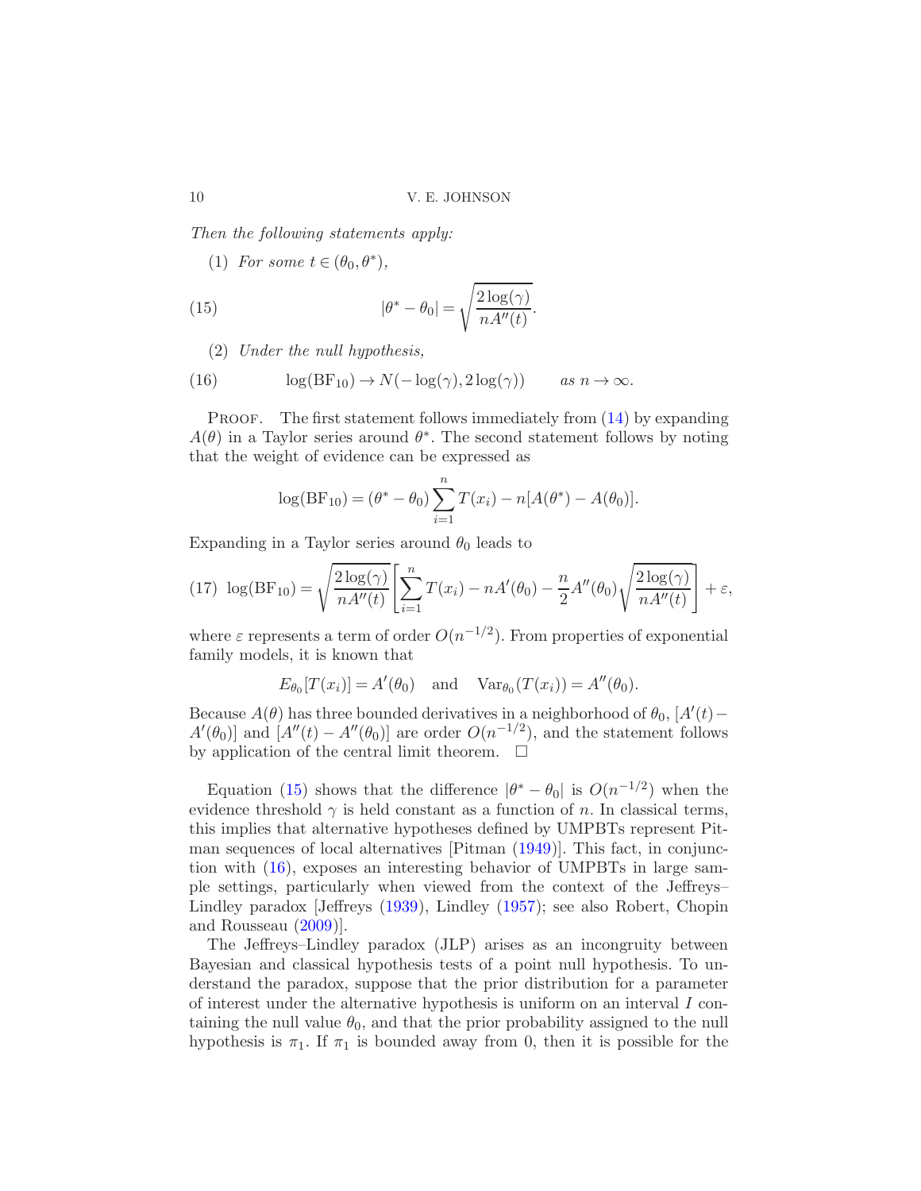*Then the following statements apply:*

(1) *For some* $t \in (\theta_0, \theta^*)$,

$$|\theta^* - \theta_0| = \sqrt{\frac{2\log(\gamma)}{nA''(t)}}. \tag{15}$$

(2) *Under the null hypothesis,*

$$\log(\mathrm{BF}_{10}) \to N(-\log(\gamma), 2\log(\gamma)) \qquad \textit{as } n \to \infty. \tag{16}$$

Proof. The first statement follows immediately from (14) by expanding $A(\theta)$ in a Taylor series around $\theta^*$. The second statement follows by noting that the weight of evidence can be expressed as

$$\log(\mathrm{BF}_{10}) = (\theta^* - \theta_0)\sum_{i=1}^{n} T(x_i) - n[A(\theta^*) - A(\theta_0)].$$

Expanding in a Taylor series around $\theta_0$ leads to

$$\log(\mathrm{BF}_{10}) = \sqrt{\frac{2\log(\gamma)}{nA''(t)}}\left[\sum_{i=1}^{n} T(x_i) - nA'(\theta_0) - \frac{n}{2}A''(\theta_0)\sqrt{\frac{2\log(\gamma)}{nA''(t)}}\right] + \varepsilon, \tag{17}$$

where $\varepsilon$ represents a term of order $O(n^{-1/2})$. From properties of exponential family models, it is known that

$$E_{\theta_0}[T(x_i)] = A'(\theta_0) \quad \text{and} \quad \mathrm{Var}_{\theta_0}(T(x_i)) = A''(\theta_0).$$

Because $A(\theta)$ has three bounded derivatives in a neighborhood of $\theta_0$, $[A'(t) - A'(\theta_0)]$ and $[A''(t) - A''(\theta_0)]$ are order $O(n^{-1/2})$, and the statement follows by application of the central limit theorem. □

Equation (15) shows that the difference $|\theta^* - \theta_0|$ is $O(n^{-1/2})$ when the evidence threshold $\gamma$ is held constant as a function of $n$. In classical terms, this implies that alternative hypotheses defined by UMPBTs represent Pitman sequences of local alternatives [Pitman (1949)]. This fact, in conjunction with (16), exposes an interesting behavior of UMPBTs in large sample settings, particularly when viewed from the context of the Jeffreys–Lindley paradox [Jeffreys (1939), Lindley (1957); see also Robert, Chopin and Rousseau (2009)].

The Jeffreys–Lindley paradox (JLP) arises as an incongruity between Bayesian and classical hypothesis tests of a point null hypothesis. To understand the paradox, suppose that the prior distribution for a parameter of interest under the alternative hypothesis is uniform on an interval $I$ containing the null value $\theta_0$, and that the prior probability assigned to the null hypothesis is $\pi_1$. If $\pi_1$ is bounded away from 0, then it is possible for the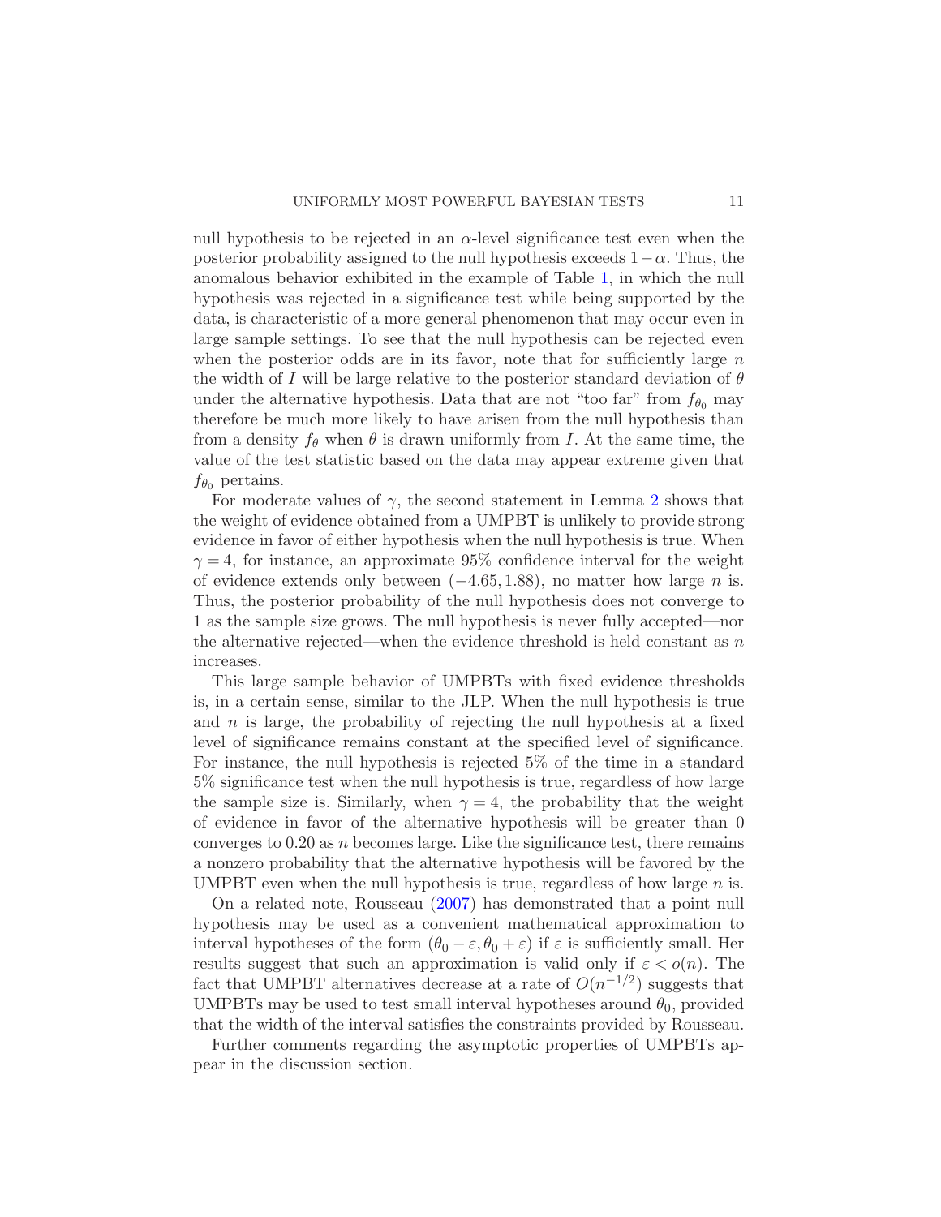null hypothesis to be rejected in an $\alpha$-level significance test even when the posterior probability assigned to the null hypothesis exceeds $1-\alpha$. Thus, the anomalous behavior exhibited in the example of Table 1, in which the null hypothesis was rejected in a significance test while being supported by the data, is characteristic of a more general phenomenon that may occur even in large sample settings. To see that the null hypothesis can be rejected even when the posterior odds are in its favor, note that for sufficiently large $n$ the width of $I$ will be large relative to the posterior standard deviation of $\theta$ under the alternative hypothesis. Data that are not "too far" from $f_{\theta_0}$ may therefore be much more likely to have arisen from the null hypothesis than from a density $f_\theta$ when $\theta$ is drawn uniformly from $I$. At the same time, the value of the test statistic based on the data may appear extreme given that $f_{\theta_0}$ pertains.

For moderate values of $\gamma$, the second statement in Lemma 2 shows that the weight of evidence obtained from a UMPBT is unlikely to provide strong evidence in favor of either hypothesis when the null hypothesis is true. When $\gamma = 4$, for instance, an approximate 95% confidence interval for the weight of evidence extends only between $(-4.65, 1.88)$, no matter how large $n$ is. Thus, the posterior probability of the null hypothesis does not converge to 1 as the sample size grows. The null hypothesis is never fully accepted—nor the alternative rejected—when the evidence threshold is held constant as $n$ increases.

This large sample behavior of UMPBTs with fixed evidence thresholds is, in a certain sense, similar to the JLP. When the null hypothesis is true and $n$ is large, the probability of rejecting the null hypothesis at a fixed level of significance remains constant at the specified level of significance. For instance, the null hypothesis is rejected 5% of the time in a standard 5% significance test when the null hypothesis is true, regardless of how large the sample size is. Similarly, when $\gamma = 4$, the probability that the weight of evidence in favor of the alternative hypothesis will be greater than 0 converges to 0.20 as $n$ becomes large. Like the significance test, there remains a nonzero probability that the alternative hypothesis will be favored by the UMPBT even when the null hypothesis is true, regardless of how large $n$ is.

On a related note, Rousseau (2007) has demonstrated that a point null hypothesis may be used as a convenient mathematical approximation to interval hypotheses of the form $(\theta_0 - \varepsilon, \theta_0 + \varepsilon)$ if $\varepsilon$ is sufficiently small. Her results suggest that such an approximation is valid only if $\varepsilon < o(n)$. The fact that UMPBT alternatives decrease at a rate of $O(n^{-1/2})$ suggests that UMPBTs may be used to test small interval hypotheses around $\theta_0$, provided that the width of the interval satisfies the constraints provided by Rousseau.

Further comments regarding the asymptotic properties of UMPBTs appear in the discussion section.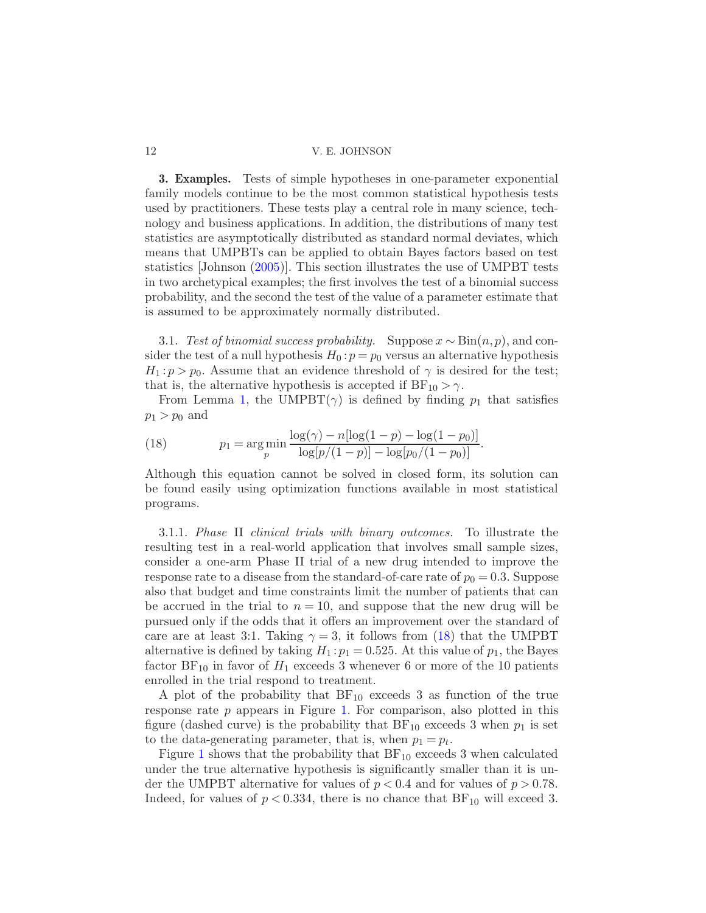**3. Examples.** Tests of simple hypotheses in one-parameter exponential family models continue to be the most common statistical hypothesis tests used by practitioners. These tests play a central role in many science, technology and business applications. In addition, the distributions of many test statistics are asymptotically distributed as standard normal deviates, which means that UMPBTs can be applied to obtain Bayes factors based on test statistics [Johnson (2005)]. This section illustrates the use of UMPBT tests in two archetypical examples; the first involves the test of a binomial success probability, and the second the test of the value of a parameter estimate that is assumed to be approximately normally distributed.

3.1. *Test of binomial success probability.* Suppose $x \sim \text{Bin}(n, p)$, and consider the test of a null hypothesis $H_0 : p = p_0$ versus an alternative hypothesis $H_1 : p > p_0$. Assume that an evidence threshold of $\gamma$ is desired for the test; that is, the alternative hypothesis is accepted if $\text{BF}_{10} > \gamma$.

From Lemma 1, the UMPBT($\gamma$) is defined by finding $p_1$ that satisfies $p_1 > p_0$ and

$$p_1 = \arg\min_p \frac{\log(\gamma) - n[\log(1-p) - \log(1-p_0)]}{\log[p/(1-p)] - \log[p_0/(1-p_0)]}. \tag{18}$$

Although this equation cannot be solved in closed form, its solution can be found easily using optimization functions available in most statistical programs.

3.1.1. *Phase* II *clinical trials with binary outcomes.* To illustrate the resulting test in a real-world application that involves small sample sizes, consider a one-arm Phase II trial of a new drug intended to improve the response rate to a disease from the standard-of-care rate of $p_0 = 0.3$. Suppose also that budget and time constraints limit the number of patients that can be accrued in the trial to $n = 10$, and suppose that the new drug will be pursued only if the odds that it offers an improvement over the standard of care are at least 3:1. Taking $\gamma = 3$, it follows from (18) that the UMPBT alternative is defined by taking $H_1 : p_1 = 0.525$. At this value of $p_1$, the Bayes factor $\text{BF}_{10}$ in favor of $H_1$ exceeds 3 whenever 6 or more of the 10 patients enrolled in the trial respond to treatment.

A plot of the probability that $\text{BF}_{10}$ exceeds 3 as function of the true response rate $p$ appears in Figure 1. For comparison, also plotted in this figure (dashed curve) is the probability that $\text{BF}_{10}$ exceeds 3 when $p_1$ is set to the data-generating parameter, that is, when $p_1 = p_t$.

Figure 1 shows that the probability that $\text{BF}_{10}$ exceeds 3 when calculated under the true alternative hypothesis is significantly smaller than it is under the UMPBT alternative for values of $p < 0.4$ and for values of $p > 0.78$. Indeed, for values of $p < 0.334$, there is no chance that $\text{BF}_{10}$ will exceed 3.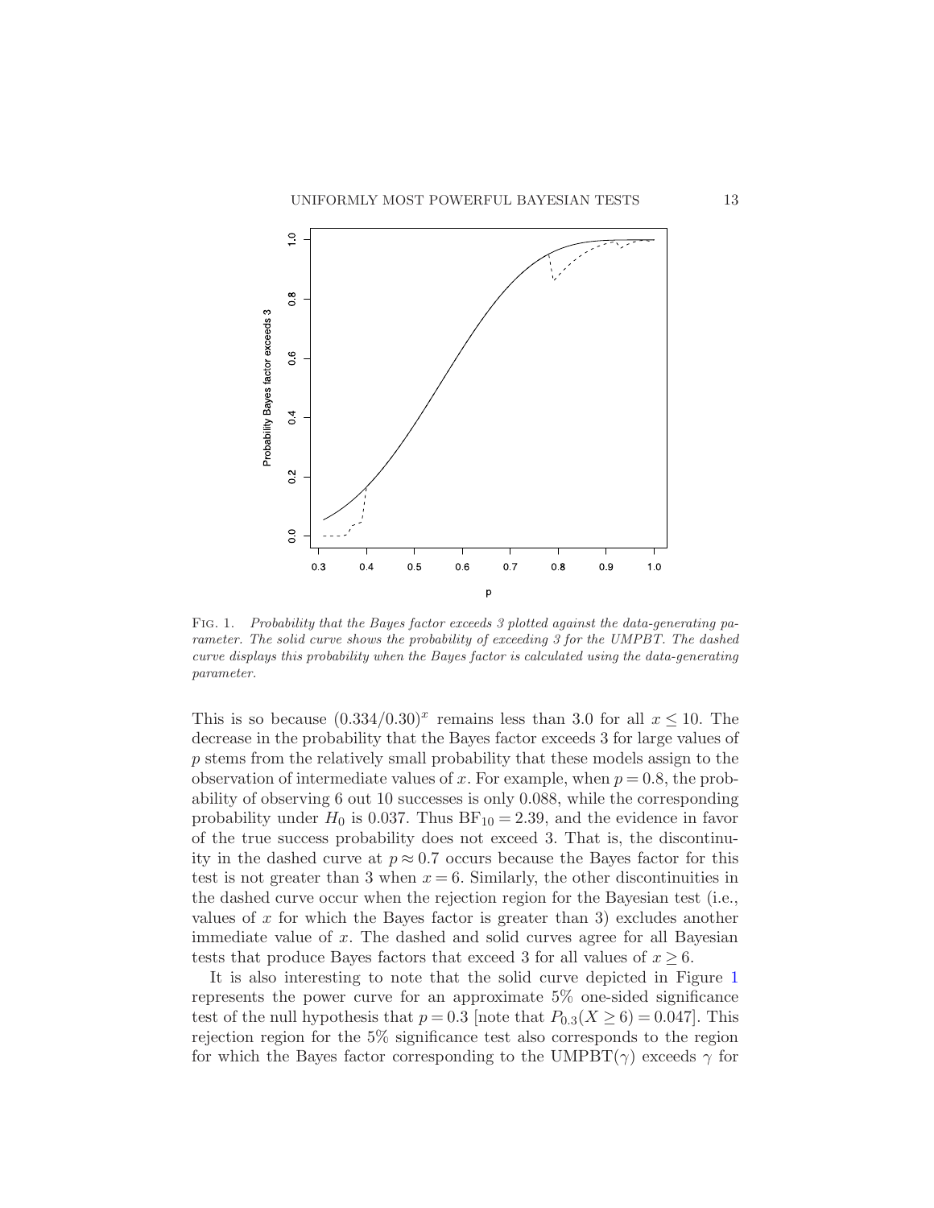Fig. 1. *Probability that the Bayes factor exceeds 3 plotted against the data-generating parameter. The solid curve shows the probability of exceeding 3 for the UMPBT. The dashed curve displays this probability when the Bayes factor is calculated using the data-generating parameter.*

This is so because $(0.334/0.30)^x$ remains less than 3.0 for all $x \leq 10$. The decrease in the probability that the Bayes factor exceeds 3 for large values of $p$ stems from the relatively small probability that these models assign to the observation of intermediate values of $x$. For example, when $p = 0.8$, the probability of observing 6 out 10 successes is only 0.088, while the corresponding probability under $H_0$ is 0.037. Thus $\mathrm{BF}_{10} = 2.39$, and the evidence in favor of the true success probability does not exceed 3. That is, the discontinuity in the dashed curve at $p \approx 0.7$ occurs because the Bayes factor for this test is not greater than 3 when $x = 6$. Similarly, the other discontinuities in the dashed curve occur when the rejection region for the Bayesian test (i.e., values of $x$ for which the Bayes factor is greater than 3) excludes another immediate value of $x$. The dashed and solid curves agree for all Bayesian tests that produce Bayes factors that exceed 3 for all values of $x \geq 6$.

It is also interesting to note that the solid curve depicted in Figure 1 represents the power curve for an approximate 5% one-sided significance test of the null hypothesis that $p = 0.3$ [note that $P_{0.3}(X \geq 6) = 0.047$]. This rejection region for the 5% significance test also corresponds to the region for which the Bayes factor corresponding to the UMPBT($\gamma$) exceeds $\gamma$ for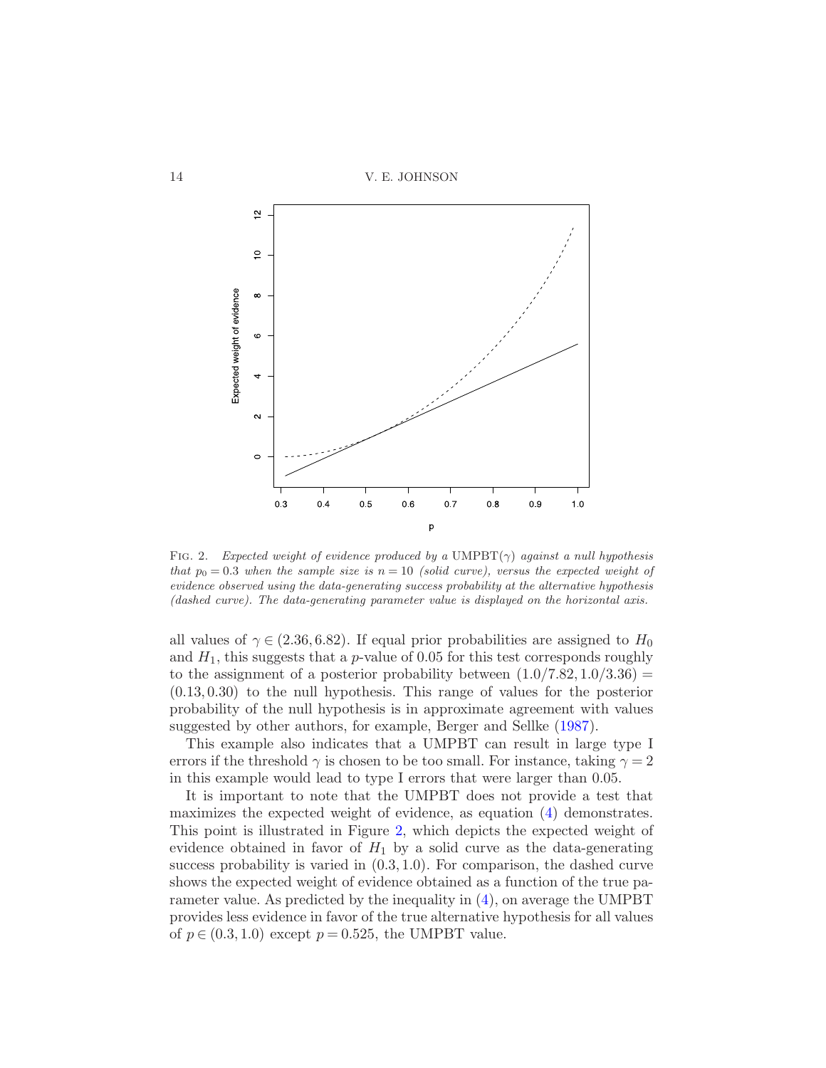FIG. 2. *Expected weight of evidence produced by a* UMPBT($\gamma$) *against a null hypothesis that* $p_0 = 0.3$ *when the sample size is* $n = 10$ *(solid curve), versus the expected weight of evidence observed using the data-generating success probability at the alternative hypothesis (dashed curve). The data-generating parameter value is displayed on the horizontal axis.*

all values of $\gamma \in (2.36, 6.82)$. If equal prior probabilities are assigned to $H_0$ and $H_1$, this suggests that a $p$-value of 0.05 for this test corresponds roughly to the assignment of a posterior probability between $(1.0/7.82, 1.0/3.36) = (0.13, 0.30)$ to the null hypothesis. This range of values for the posterior probability of the null hypothesis is in approximate agreement with values suggested by other authors, for example, Berger and Sellke (1987).

This example also indicates that a UMPBT can result in large type I errors if the threshold $\gamma$ is chosen to be too small. For instance, taking $\gamma = 2$ in this example would lead to type I errors that were larger than 0.05.

It is important to note that the UMPBT does not provide a test that maximizes the expected weight of evidence, as equation (4) demonstrates. This point is illustrated in Figure 2, which depicts the expected weight of evidence obtained in favor of $H_1$ by a solid curve as the data-generating success probability is varied in $(0.3, 1.0)$. For comparison, the dashed curve shows the expected weight of evidence obtained as a function of the true parameter value. As predicted by the inequality in (4), on average the UMPBT provides less evidence in favor of the true alternative hypothesis for all values of $p \in (0.3, 1.0)$ except $p = 0.525$, the UMPBT value.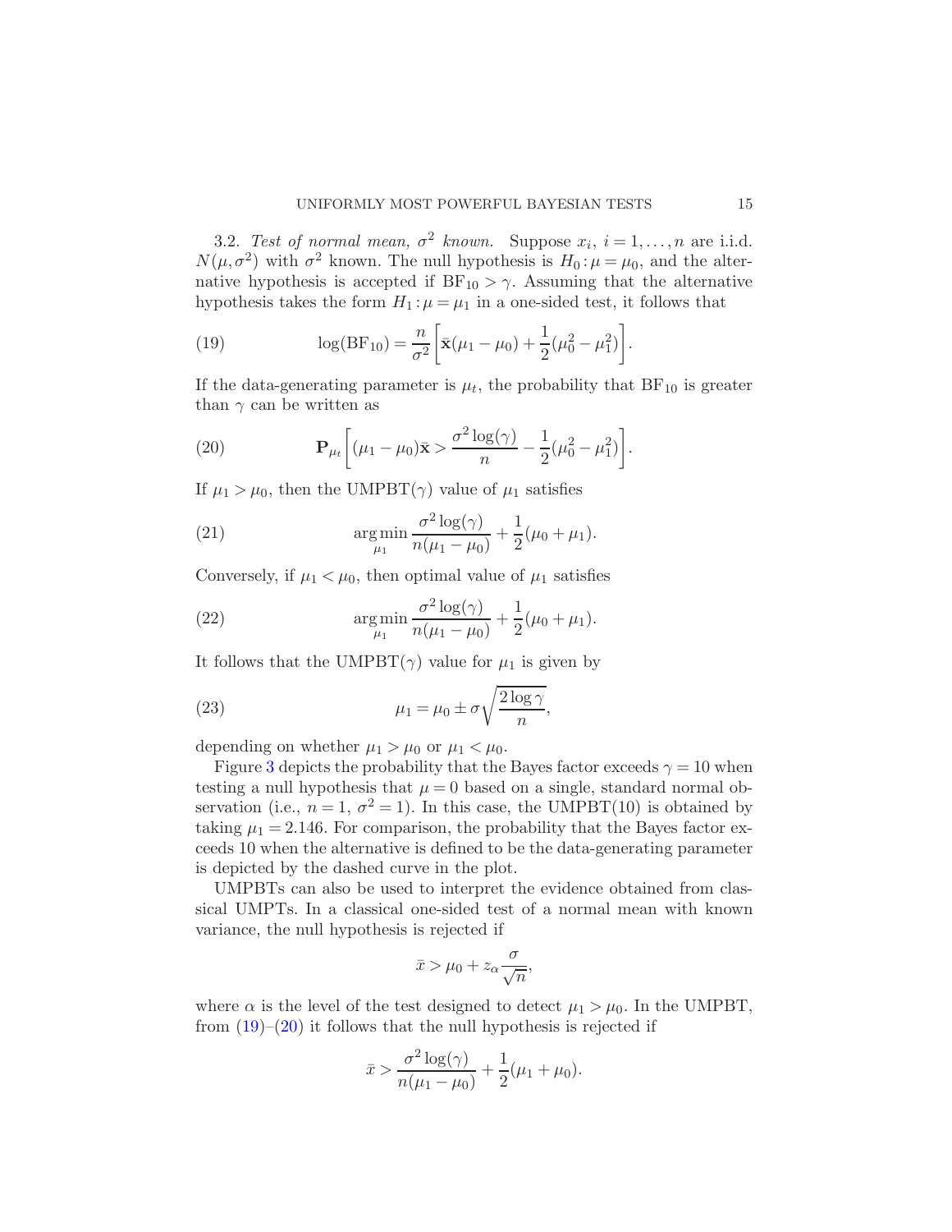3.2. *Test of normal mean, $\sigma^2$ known.* Suppose $x_i$, $i = 1, \dots, n$ are i.i.d. $N(\mu, \sigma^2)$ with $\sigma^2$ known. The null hypothesis is $H_0 : \mu = \mu_0$, and the alternative hypothesis is accepted if $\mathrm{BF}_{10} > \gamma$. Assuming that the alternative hypothesis takes the form $H_1 : \mu = \mu_1$ in a one-sided test, it follows that

$$\log(\mathrm{BF}_{10}) = \frac{n}{\sigma^2}\left[\bar{\mathbf{x}}(\mu_1 - \mu_0) + \frac{1}{2}(\mu_0^2 - \mu_1^2)\right]. \tag{19}$$

If the data-generating parameter is $\mu_t$, the probability that $\mathrm{BF}_{10}$ is greater than $\gamma$ can be written as

$$\mathbf{P}_{\mu_t}\left[(\mu_1 - \mu_0)\bar{\mathbf{x}} > \frac{\sigma^2 \log(\gamma)}{n} - \frac{1}{2}(\mu_0^2 - \mu_1^2)\right]. \tag{20}$$

If $\mu_1 > \mu_0$, then the UMPBT($\gamma$) value of $\mu_1$ satisfies

$$\operatorname*{arg\,min}_{\mu_1} \frac{\sigma^2 \log(\gamma)}{n(\mu_1 - \mu_0)} + \frac{1}{2}(\mu_0 + \mu_1). \tag{21}$$

Conversely, if $\mu_1 < \mu_0$, then optimal value of $\mu_1$ satisfies

$$\operatorname*{arg\,min}_{\mu_1} \frac{\sigma^2 \log(\gamma)}{n(\mu_1 - \mu_0)} + \frac{1}{2}(\mu_0 + \mu_1). \tag{22}$$

It follows that the UMPBT($\gamma$) value for $\mu_1$ is given by

$$\mu_1 = \mu_0 \pm \sigma\sqrt{\frac{2\log\gamma}{n}}, \tag{23}$$

depending on whether $\mu_1 > \mu_0$ or $\mu_1 < \mu_0$.

Figure 3 depicts the probability that the Bayes factor exceeds $\gamma = 10$ when testing a null hypothesis that $\mu = 0$ based on a single, standard normal observation (i.e., $n = 1$, $\sigma^2 = 1$). In this case, the UMPBT(10) is obtained by taking $\mu_1 = 2.146$. For comparison, the probability that the Bayes factor exceeds 10 when the alternative is defined to be the data-generating parameter is depicted by the dashed curve in the plot.

UMPBTs can also be used to interpret the evidence obtained from classical UMPTs. In a classical one-sided test of a normal mean with known variance, the null hypothesis is rejected if

$$\bar{x} > \mu_0 + z_\alpha \frac{\sigma}{\sqrt{n}},$$

where $\alpha$ is the level of the test designed to detect $\mu_1 > \mu_0$. In the UMPBT, from (19)–(20) it follows that the null hypothesis is rejected if

$$\bar{x} > \frac{\sigma^2 \log(\gamma)}{n(\mu_1 - \mu_0)} + \frac{1}{2}(\mu_1 + \mu_0).$$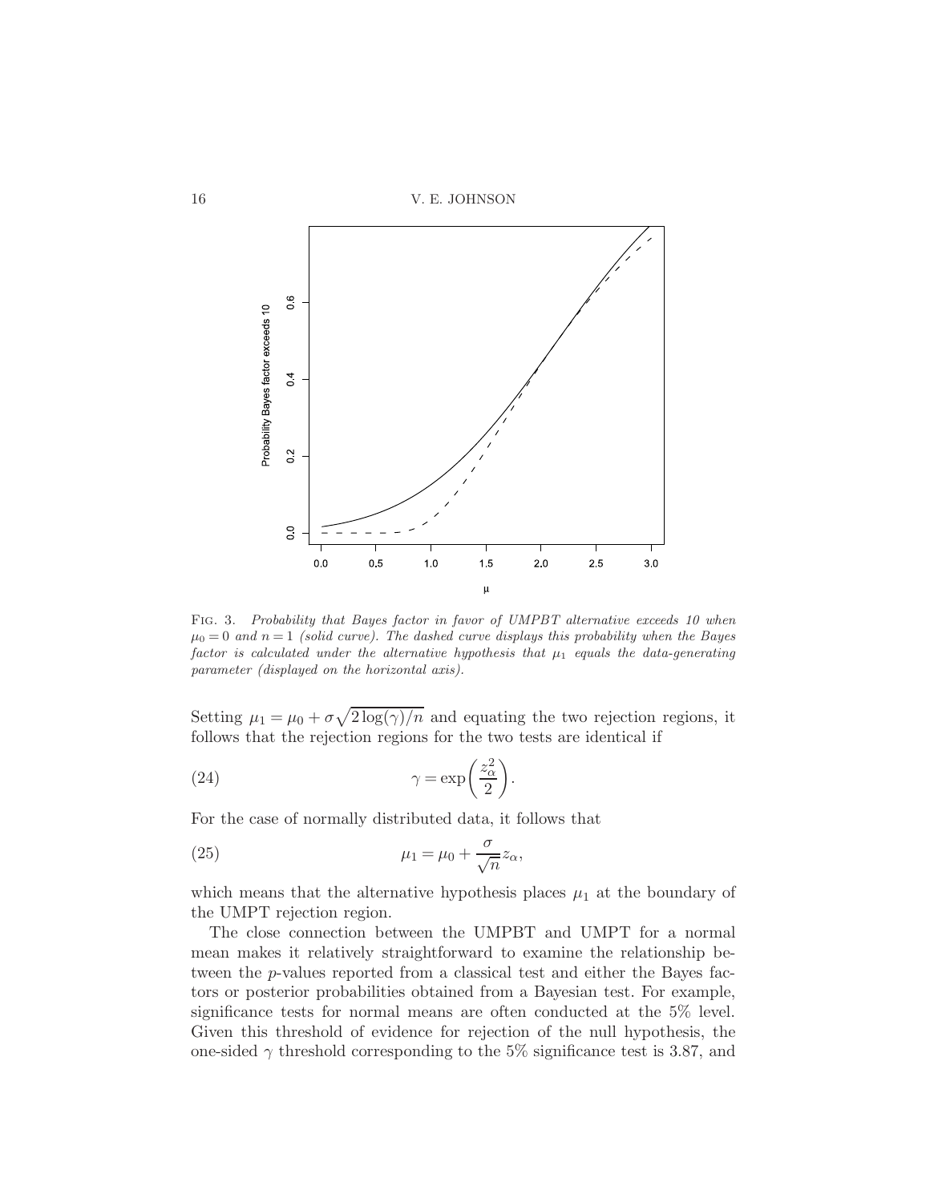FIG. 3. *Probability that Bayes factor in favor of UMPBT alternative exceeds 10 when $\mu_0 = 0$ and $n = 1$ (solid curve). The dashed curve displays this probability when the Bayes factor is calculated under the alternative hypothesis that $\mu_1$ equals the data-generating parameter (displayed on the horizontal axis).*

Setting $\mu_1 = \mu_0 + \sigma\sqrt{2\log(\gamma)/n}$ and equating the two rejection regions, it follows that the rejection regions for the two tests are identical if

$$\gamma = \exp\left(\frac{z_\alpha^2}{2}\right). \tag{24}$$

For the case of normally distributed data, it follows that

$$\mu_1 = \mu_0 + \frac{\sigma}{\sqrt{n}} z_\alpha, \tag{25}$$

which means that the alternative hypothesis places $\mu_1$ at the boundary of the UMPT rejection region.

The close connection between the UMPBT and UMPT for a normal mean makes it relatively straightforward to examine the relationship between the $p$-values reported from a classical test and either the Bayes factors or posterior probabilities obtained from a Bayesian test. For example, significance tests for normal means are often conducted at the 5% level. Given this threshold of evidence for rejection of the null hypothesis, the one-sided $\gamma$ threshold corresponding to the 5% significance test is 3.87, and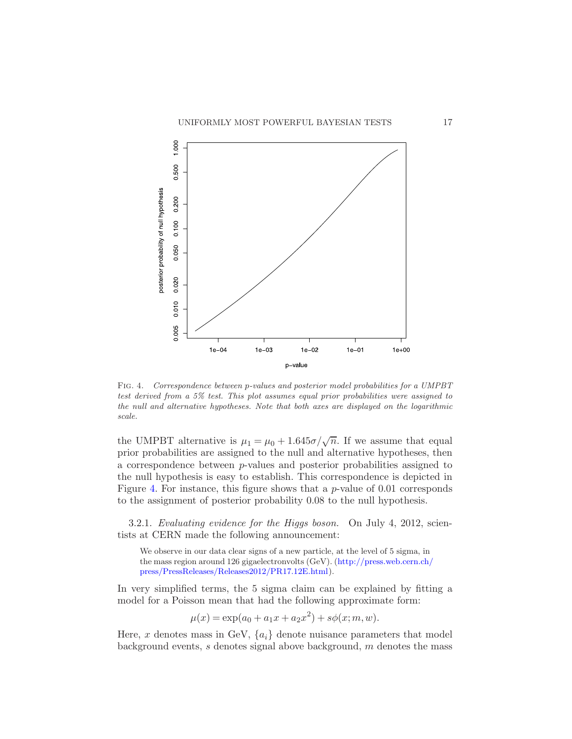Fig. 4. *Correspondence between p-values and posterior model probabilities for a UMPBT test derived from a 5% test. This plot assumes equal prior probabilities were assigned to the null and alternative hypotheses. Note that both axes are displayed on the logarithmic scale.*

the UMPBT alternative is $\mu_1 = \mu_0 + 1.645\sigma/\sqrt{n}$. If we assume that equal prior probabilities are assigned to the null and alternative hypotheses, then a correspondence between $p$-values and posterior probabilities assigned to the null hypothesis is easy to establish. This correspondence is depicted in Figure 4. For instance, this figure shows that a $p$-value of 0.01 corresponds to the assignment of posterior probability 0.08 to the null hypothesis.

3.2.1. *Evaluating evidence for the Higgs boson.* On July 4, 2012, scientists at CERN made the following announcement:

> We observe in our data clear signs of a new particle, at the level of 5 sigma, in the mass region around 126 gigaelectronvolts (GeV). (http://press.web.cern.ch/press/PressReleases/Releases2012/PR17.12E.html).

In very simplified terms, the 5 sigma claim can be explained by fitting a model for a Poisson mean that had the following approximate form:

$$\mu(x) = \exp(a_0 + a_1 x + a_2 x^2) + s\phi(x; m, w).$$

Here, $x$ denotes mass in GeV, $\{a_i\}$ denote nuisance parameters that model background events, $s$ denotes signal above background, $m$ denotes the mass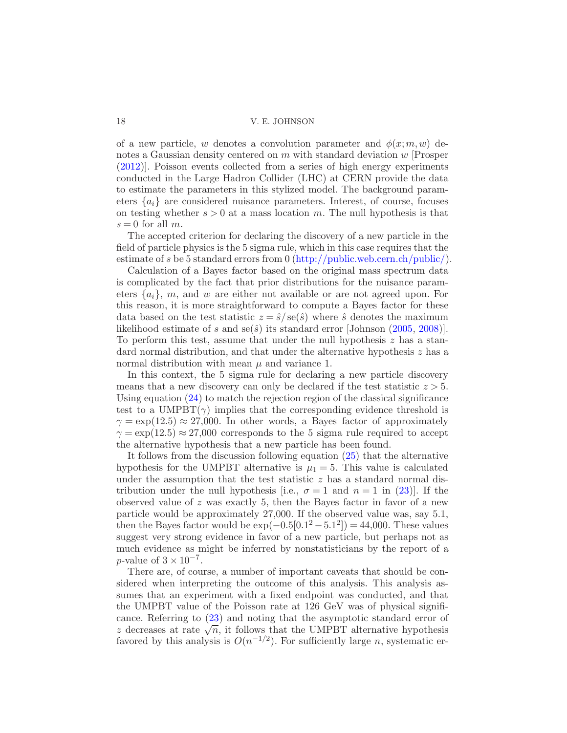of a new particle, $w$ denotes a convolution parameter and $\phi(x; m, w)$ denotes a Gaussian density centered on $m$ with standard deviation $w$ [Prosper (2012)]. Poisson events collected from a series of high energy experiments conducted in the Large Hadron Collider (LHC) at CERN provide the data to estimate the parameters in this stylized model. The background parameters $\{a_i\}$ are considered nuisance parameters. Interest, of course, focuses on testing whether $s > 0$ at a mass location $m$. The null hypothesis is that $s = 0$ for all $m$.

The accepted criterion for declaring the discovery of a new particle in the field of particle physics is the 5 sigma rule, which in this case requires that the estimate of $s$ be 5 standard errors from 0 (http://public.web.cern.ch/public/).

Calculation of a Bayes factor based on the original mass spectrum data is complicated by the fact that prior distributions for the nuisance parameters $\{a_i\}$, $m$, and $w$ are either not available or are not agreed upon. For this reason, it is more straightforward to compute a Bayes factor for these data based on the test statistic $z = \hat{s}/\operatorname{se}(\hat{s})$ where $\hat{s}$ denotes the maximum likelihood estimate of $s$ and $\operatorname{se}(\hat{s})$ its standard error [Johnson (2005, 2008)]. To perform this test, assume that under the null hypothesis $z$ has a standard normal distribution, and that under the alternative hypothesis $z$ has a normal distribution with mean $\mu$ and variance 1.

In this context, the 5 sigma rule for declaring a new particle discovery means that a new discovery can only be declared if the test statistic $z > 5$. Using equation (24) to match the rejection region of the classical significance test to a $\text{UMPBT}(\gamma)$ implies that the corresponding evidence threshold is $\gamma = \exp(12.5) \approx 27{,}000$. In other words, a Bayes factor of approximately $\gamma = \exp(12.5) \approx 27{,}000$ corresponds to the 5 sigma rule required to accept the alternative hypothesis that a new particle has been found.

It follows from the discussion following equation (25) that the alternative hypothesis for the UMPBT alternative is $\mu_1 = 5$. This value is calculated under the assumption that the test statistic $z$ has a standard normal distribution under the null hypothesis [i.e., $\sigma = 1$ and $n = 1$ in (23)]. If the observed value of $z$ was exactly 5, then the Bayes factor in favor of a new particle would be approximately 27,000. If the observed value was, say 5.1, then the Bayes factor would be $\exp(-0.5[0.1^2 - 5.1^2]) = 44{,}000$. These values suggest very strong evidence in favor of a new particle, but perhaps not as much evidence as might be inferred by nonstatisticians by the report of a $p$-value of $3 \times 10^{-7}$.

There are, of course, a number of important caveats that should be considered when interpreting the outcome of this analysis. This analysis assumes that an experiment with a fixed endpoint was conducted, and that the UMPBT value of the Poisson rate at 126 GeV was of physical significance. Referring to (23) and noting that the asymptotic standard error of $z$ decreases at rate $\sqrt{n}$, it follows that the UMPBT alternative hypothesis favored by this analysis is $O(n^{-1/2})$. For sufficiently large $n$, systematic er-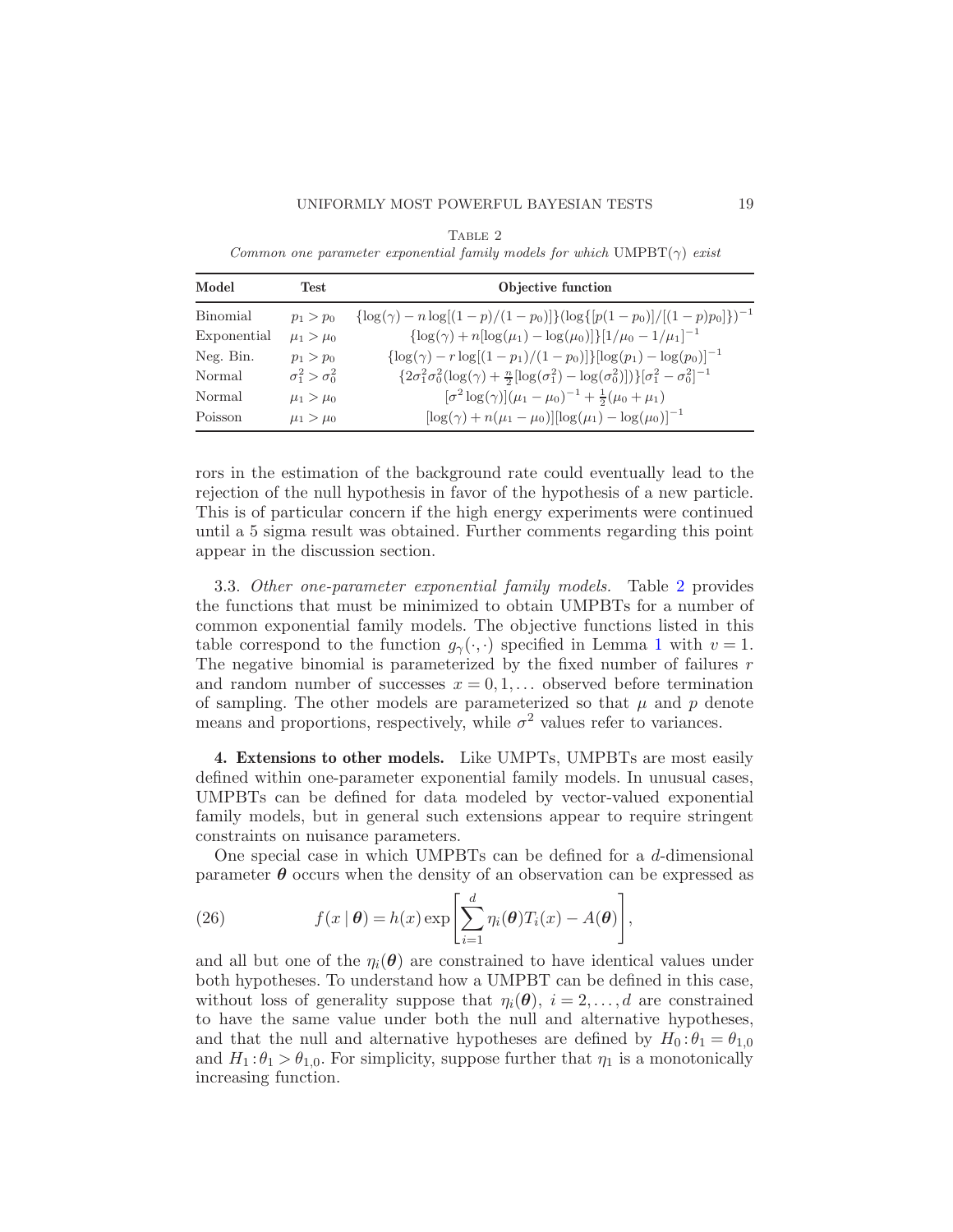Table 2

*Common one parameter exponential family models for which* UMPBT($\gamma$) *exist*

| Model | Test | Objective function |
|---|---|---|
| Binomial | $p_1 > p_0$ | $\{\log(\gamma) - n\log[(1-p)/(1-p_0)]\}(\log\{[p(1-p_0)]/[(1-p)p_0]\})^{-1}$ |
| Exponential | $\mu_1 > \mu_0$ | $\{\log(\gamma) + n[\log(\mu_1) - \log(\mu_0)]\}[1/\mu_0 - 1/\mu_1]^{-1}$ |
| Neg. Bin. | $p_1 > p_0$ | $\{\log(\gamma) - r\log[(1-p_1)/(1-p_0)]\}[\log(p_1) - \log(p_0)]^{-1}$ |
| Normal | $\sigma_1^2 > \sigma_0^2$ | $\{2\sigma_1^2\sigma_0^2(\log(\gamma) + \frac{n}{2}[\log(\sigma_1^2) - \log(\sigma_0^2)])\}[\sigma_1^2 - \sigma_0^2]^{-1}$ |
| Normal | $\mu_1 > \mu_0$ | $[\sigma^2\log(\gamma)](\mu_1 - \mu_0)^{-1} + \frac{1}{2}(\mu_0 + \mu_1)$ |
| Poisson | $\mu_1 > \mu_0$ | $[\log(\gamma) + n(\mu_1 - \mu_0)][\log(\mu_1) - \log(\mu_0)]^{-1}$ |

rors in the estimation of the background rate could eventually lead to the rejection of the null hypothesis in favor of the hypothesis of a new particle. This is of particular concern if the high energy experiments were continued until a 5 sigma result was obtained. Further comments regarding this point appear in the discussion section.

### 3.3. *Other one-parameter exponential family models.*

Table 2 provides the functions that must be minimized to obtain UMPBTs for a number of common exponential family models. The objective functions listed in this table correspond to the function $g_\gamma(\cdot,\cdot)$ specified in Lemma 1 with $v = 1$. The negative binomial is parameterized by the fixed number of failures $r$ and random number of successes $x = 0, 1, \ldots$ observed before termination of sampling. The other models are parameterized so that $\mu$ and $p$ denote means and proportions, respectively, while $\sigma^2$ values refer to variances.

## 4. Extensions to other models.

Like UMPTs, UMPBTs are most easily defined within one-parameter exponential family models. In unusual cases, UMPBTs can be defined for data modeled by vector-valued exponential family models, but in general such extensions appear to require stringent constraints on nuisance parameters.

One special case in which UMPBTs can be defined for a $d$-dimensional parameter $\boldsymbol{\theta}$ occurs when the density of an observation can be expressed as

$$f(x \mid \boldsymbol{\theta}) = h(x)\exp\left[\sum_{i=1}^{d}\eta_i(\boldsymbol{\theta})T_i(x) - A(\boldsymbol{\theta})\right], \tag{26}$$

and all but one of the $\eta_i(\boldsymbol{\theta})$ are constrained to have identical values under both hypotheses. To understand how a UMPBT can be defined in this case, without loss of generality suppose that $\eta_i(\boldsymbol{\theta})$, $i = 2, \ldots, d$ are constrained to have the same value under both the null and alternative hypotheses, and that the null and alternative hypotheses are defined by $H_0 : \theta_1 = \theta_{1,0}$ and $H_1 : \theta_1 > \theta_{1,0}$. For simplicity, suppose further that $\eta_1$ is a monotonically increasing function.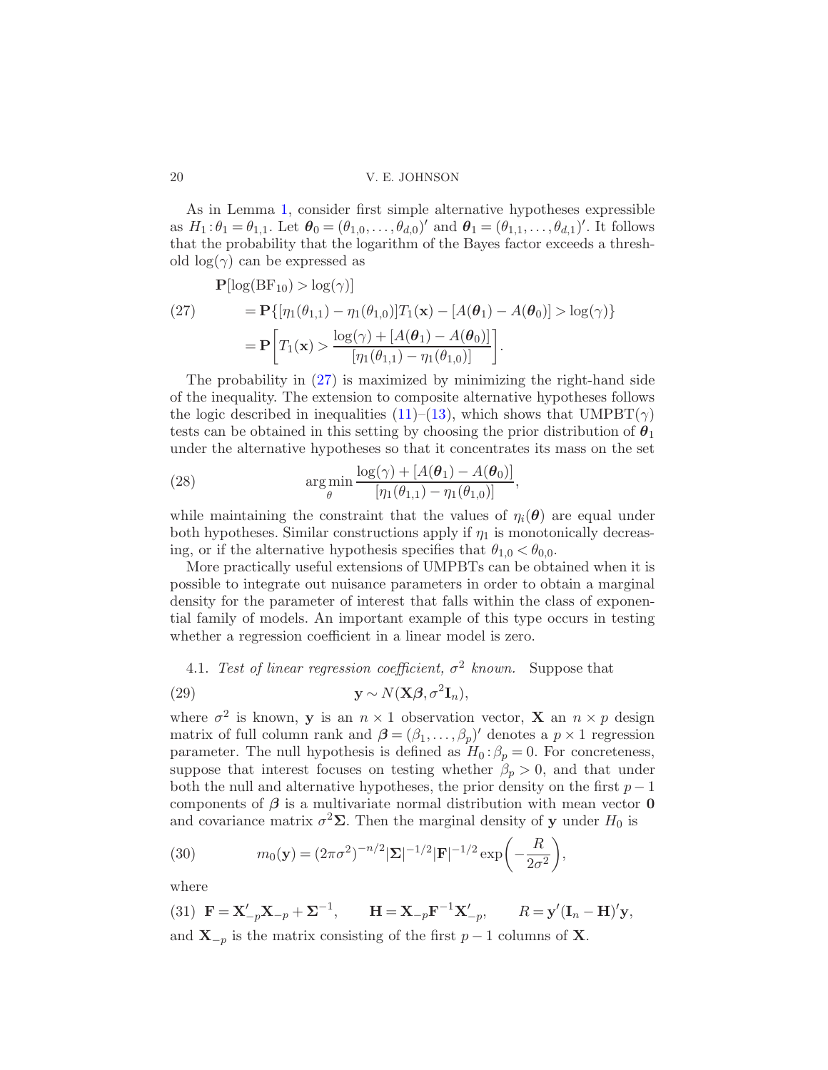As in Lemma 1, consider first simple alternative hypotheses expressible as $H_1 : \theta_1 = \theta_{1,1}$. Let $\boldsymbol{\theta}_0 = (\theta_{1,0}, \ldots, \theta_{d,0})'$ and $\boldsymbol{\theta}_1 = (\theta_{1,1}, \ldots, \theta_{d,1})'$. It follows that the probability that the logarithm of the Bayes factor exceeds a threshold $\log(\gamma)$ can be expressed as

$$
\begin{aligned}
&\mathbf{P}[\log(\mathrm{BF}_{10}) > \log(\gamma)] \\
&\quad = \mathbf{P}\{[\eta_1(\theta_{1,1}) - \eta_1(\theta_{1,0})]T_1(\mathbf{x}) - [A(\boldsymbol{\theta}_1) - A(\boldsymbol{\theta}_0)] > \log(\gamma)\} \\
&\quad = \mathbf{P}\left[T_1(\mathbf{x}) > \frac{\log(\gamma) + [A(\boldsymbol{\theta}_1) - A(\boldsymbol{\theta}_0)]}{[\eta_1(\theta_{1,1}) - \eta_1(\theta_{1,0})]}\right].
\end{aligned}
\tag{27}
$$

The probability in (27) is maximized by minimizing the right-hand side of the inequality. The extension to composite alternative hypotheses follows the logic described in inequalities (11)–(13), which shows that UMPBT($\gamma$) tests can be obtained in this setting by choosing the prior distribution of $\boldsymbol{\theta}_1$ under the alternative hypotheses so that it concentrates its mass on the set

$$
\arg\min_{\theta} \frac{\log(\gamma) + [A(\boldsymbol{\theta}_1) - A(\boldsymbol{\theta}_0)]}{[\eta_1(\theta_{1,1}) - \eta_1(\theta_{1,0})]}, \tag{28}
$$

while maintaining the constraint that the values of $\eta_i(\boldsymbol{\theta})$ are equal under both hypotheses. Similar constructions apply if $\eta_1$ is monotonically decreasing, or if the alternative hypothesis specifies that $\theta_{1,0} < \theta_{0,0}$.

More practically useful extensions of UMPBTs can be obtained when it is possible to integrate out nuisance parameters in order to obtain a marginal density for the parameter of interest that falls within the class of exponential family of models. An important example of this type occurs in testing whether a regression coefficient in a linear model is zero.

### 4.1. *Test of linear regression coefficient, $\sigma^2$ known.*

Suppose that

$$
\mathbf{y} \sim N(\mathbf{X}\boldsymbol{\beta}, \sigma^2 \mathbf{I}_n), \tag{29}
$$

where $\sigma^2$ is known, $\mathbf{y}$ is an $n \times 1$ observation vector, $\mathbf{X}$ an $n \times p$ design matrix of full column rank and $\boldsymbol{\beta} = (\beta_1, \ldots, \beta_p)'$ denotes a $p \times 1$ regression parameter. The null hypothesis is defined as $H_0 : \beta_p = 0$. For concreteness, suppose that interest focuses on testing whether $\beta_p > 0$, and that under both the null and alternative hypotheses, the prior density on the first $p - 1$ components of $\boldsymbol{\beta}$ is a multivariate normal distribution with mean vector $\mathbf{0}$ and covariance matrix $\sigma^2 \boldsymbol{\Sigma}$. Then the marginal density of $\mathbf{y}$ under $H_0$ is

$$
m_0(\mathbf{y}) = (2\pi\sigma^2)^{-n/2} |\boldsymbol{\Sigma}|^{-1/2} |\mathbf{F}|^{-1/2} \exp\left(-\frac{R}{2\sigma^2}\right), \tag{30}
$$

where

$$
\mathbf{F} = \mathbf{X}'_{-p}\mathbf{X}_{-p} + \boldsymbol{\Sigma}^{-1}, \qquad \mathbf{H} = \mathbf{X}_{-p}\mathbf{F}^{-1}\mathbf{X}'_{-p}, \qquad R = \mathbf{y}'(\mathbf{I}_n - \mathbf{H})'\mathbf{y}, \tag{31}
$$

and $\mathbf{X}_{-p}$ is the matrix consisting of the first $p - 1$ columns of $\mathbf{X}$.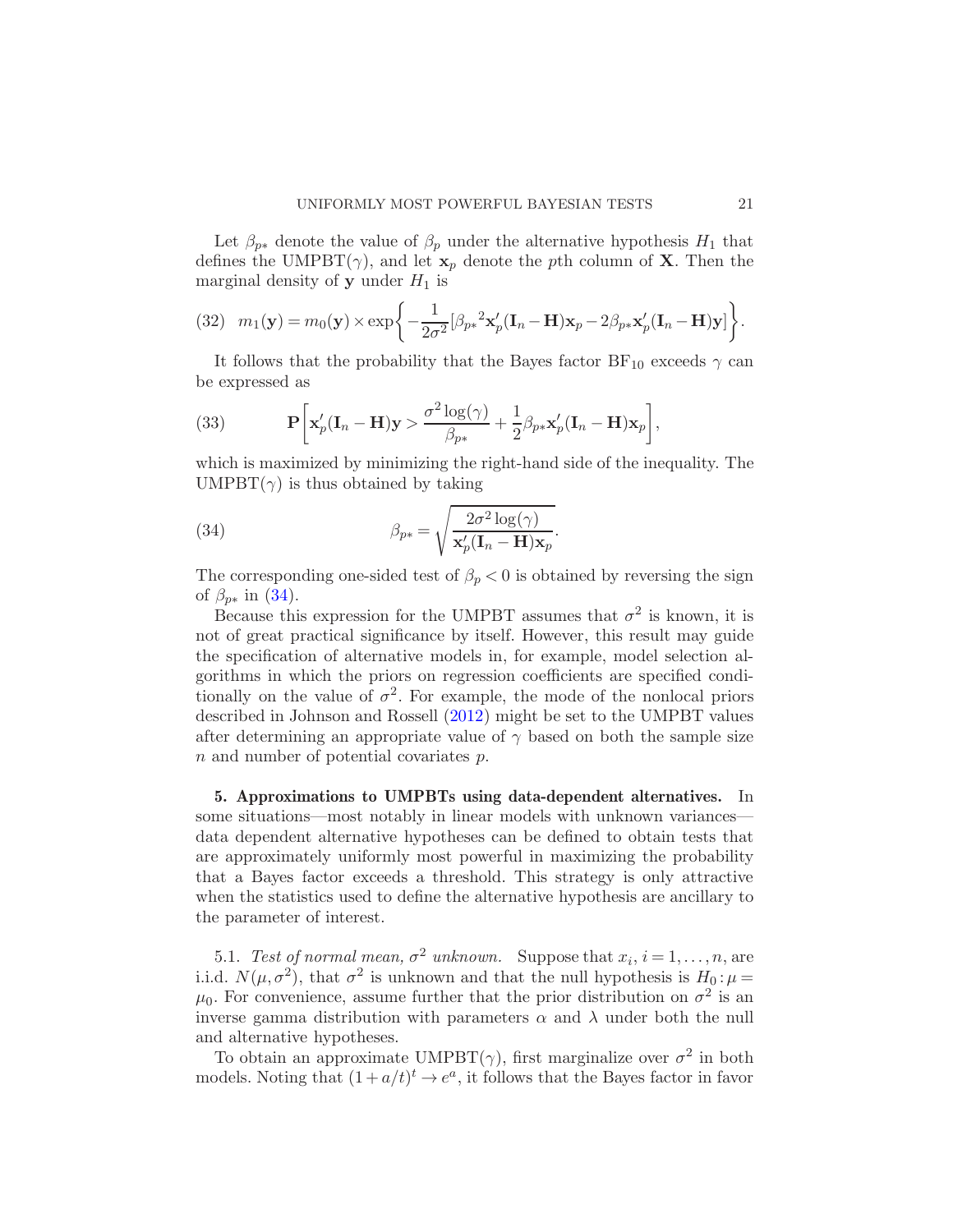Let $\beta_{p*}$ denote the value of $\beta_p$ under the alternative hypothesis $H_1$ that defines the UMPBT($\gamma$), and let $\mathbf{x}_p$ denote the $p$th column of $\mathbf{X}$. Then the marginal density of $\mathbf{y}$ under $H_1$ is

$$(32)\quad m_1(\mathbf{y}) = m_0(\mathbf{y}) \times \exp\left\{-\frac{1}{2\sigma^2}[{\beta_{p*}}^2 \mathbf{x}_p'(\mathbf{I}_n - \mathbf{H})\mathbf{x}_p - 2\beta_{p*}\mathbf{x}_p'(\mathbf{I}_n - \mathbf{H})\mathbf{y}]\right\}.$$

It follows that the probability that the Bayes factor $\mathrm{BF}_{10}$ exceeds $\gamma$ can be expressed as

$$(33)\qquad \mathbf{P}\left[\mathbf{x}_p'(\mathbf{I}_n - \mathbf{H})\mathbf{y} > \frac{\sigma^2 \log(\gamma)}{\beta_{p*}} + \frac{1}{2}\beta_{p*}\mathbf{x}_p'(\mathbf{I}_n - \mathbf{H})\mathbf{x}_p\right],$$

which is maximized by minimizing the right-hand side of the inequality. The UMPBT($\gamma$) is thus obtained by taking

$$(34)\qquad \beta_{p*} = \sqrt{\frac{2\sigma^2 \log(\gamma)}{\mathbf{x}_p'(\mathbf{I}_n - \mathbf{H})\mathbf{x}_p}}.$$

The corresponding one-sided test of $\beta_p < 0$ is obtained by reversing the sign of $\beta_{p*}$ in (34).

Because this expression for the UMPBT assumes that $\sigma^2$ is known, it is not of great practical significance by itself. However, this result may guide the specification of alternative models in, for example, model selection algorithms in which the priors on regression coefficients are specified conditionally on the value of $\sigma^2$. For example, the mode of the nonlocal priors described in Johnson and Rossell (2012) might be set to the UMPBT values after determining an appropriate value of $\gamma$ based on both the sample size $n$ and number of potential covariates $p$.

**5. Approximations to UMPBTs using data-dependent alternatives.** In some situations—most notably in linear models with unknown variances—data dependent alternative hypotheses can be defined to obtain tests that are approximately uniformly most powerful in maximizing the probability that a Bayes factor exceeds a threshold. This strategy is only attractive when the statistics used to define the alternative hypothesis are ancillary to the parameter of interest.

5.1. *Test of normal mean, $\sigma^2$ unknown.* Suppose that $x_i$, $i = 1, \ldots, n$, are i.i.d. $N(\mu, \sigma^2)$, that $\sigma^2$ is unknown and that the null hypothesis is $H_0 : \mu = \mu_0$. For convenience, assume further that the prior distribution on $\sigma^2$ is an inverse gamma distribution with parameters $\alpha$ and $\lambda$ under both the null and alternative hypotheses.

To obtain an approximate UMPBT($\gamma$), first marginalize over $\sigma^2$ in both models. Noting that $(1 + a/t)^t \to e^a$, it follows that the Bayes factor in favor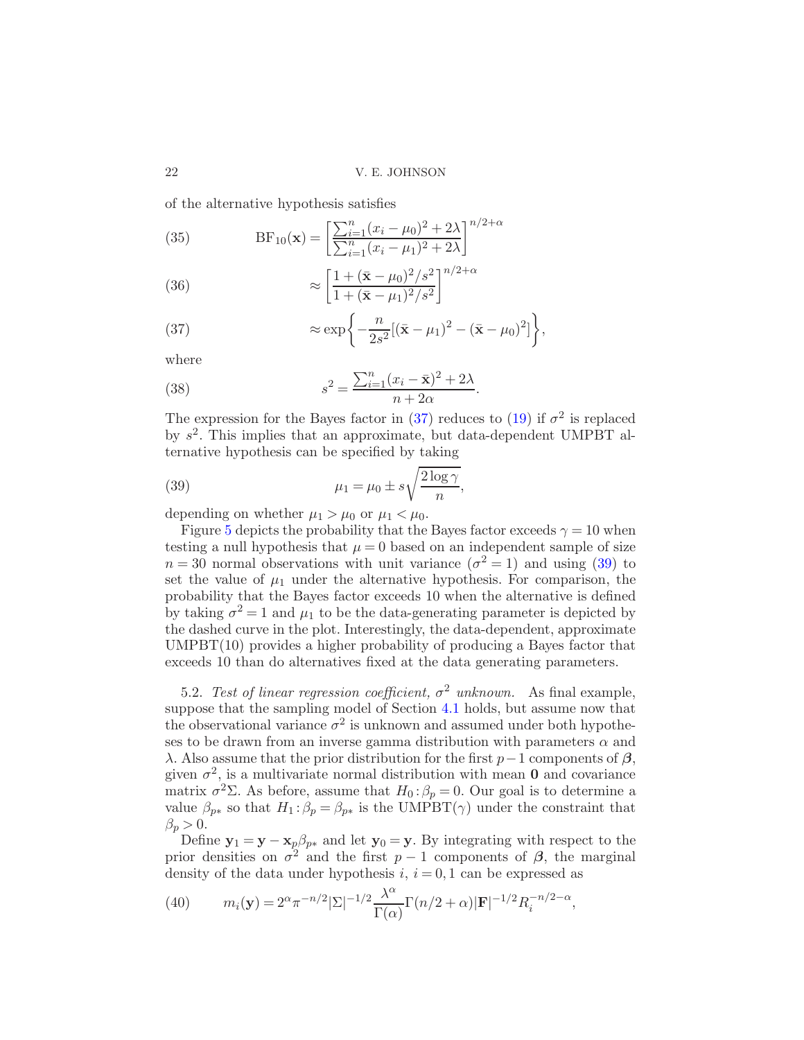of the alternative hypothesis satisfies

$$\text{BF}_{10}(\mathbf{x}) = \left[\frac{\sum_{i=1}^n (x_i - \mu_0)^2 + 2\lambda}{\sum_{i=1}^n (x_i - \mu_1)^2 + 2\lambda}\right]^{n/2+\alpha} \tag{35}$$

$$\approx \left[\frac{1 + (\bar{\mathbf{x}} - \mu_0)^2/s^2}{1 + (\bar{\mathbf{x}} - \mu_1)^2/s^2}\right]^{n/2+\alpha} \tag{36}$$

$$\approx \exp\left\{-\frac{n}{2s^2}[(\bar{\mathbf{x}} - \mu_1)^2 - (\bar{\mathbf{x}} - \mu_0)^2]\right\}, \tag{37}$$

where

$$s^2 = \frac{\sum_{i=1}^n (x_i - \bar{\mathbf{x}})^2 + 2\lambda}{n + 2\alpha}. \tag{38}$$

The expression for the Bayes factor in (37) reduces to (19) if $\sigma^2$ is replaced by $s^2$. This implies that an approximate, but data-dependent UMPBT alternative hypothesis can be specified by taking

$$\mu_1 = \mu_0 \pm s\sqrt{\frac{2\log\gamma}{n}}, \tag{39}$$

depending on whether $\mu_1 > \mu_0$ or $\mu_1 < \mu_0$.

Figure 5 depicts the probability that the Bayes factor exceeds $\gamma = 10$ when testing a null hypothesis that $\mu = 0$ based on an independent sample of size $n = 30$ normal observations with unit variance ($\sigma^2 = 1$) and using (39) to set the value of $\mu_1$ under the alternative hypothesis. For comparison, the probability that the Bayes factor exceeds 10 when the alternative is defined by taking $\sigma^2 = 1$ and $\mu_1$ to be the data-generating parameter is depicted by the dashed curve in the plot. Interestingly, the data-dependent, approximate UMPBT(10) provides a higher probability of producing a Bayes factor that exceeds 10 than do alternatives fixed at the data generating parameters.

5.2. *Test of linear regression coefficient, $\sigma^2$ unknown.* As final example, suppose that the sampling model of Section 4.1 holds, but assume now that the observational variance $\sigma^2$ is unknown and assumed under both hypotheses to be drawn from an inverse gamma distribution with parameters $\alpha$ and $\lambda$. Also assume that the prior distribution for the first $p-1$ components of $\boldsymbol{\beta}$, given $\sigma^2$, is a multivariate normal distribution with mean $\mathbf{0}$ and covariance matrix $\sigma^2\Sigma$. As before, assume that $H_0 : \beta_p = 0$. Our goal is to determine a value $\beta_{p*}$ so that $H_1 : \beta_p = \beta_{p*}$ is the UMPBT($\gamma$) under the constraint that $\beta_p > 0$.

Define $\mathbf{y}_1 = \mathbf{y} - \mathbf{x}_p\beta_{p*}$ and let $\mathbf{y}_0 = \mathbf{y}$. By integrating with respect to the prior densities on $\sigma^2$ and the first $p-1$ components of $\boldsymbol{\beta}$, the marginal density of the data under hypothesis $i$, $i = 0, 1$ can be expressed as

$$m_i(\mathbf{y}) = 2^\alpha \pi^{-n/2} |\Sigma|^{-1/2} \frac{\lambda^\alpha}{\Gamma(\alpha)} \Gamma(n/2 + \alpha) |\mathbf{F}|^{-1/2} R_i^{-n/2-\alpha}, \tag{40}$$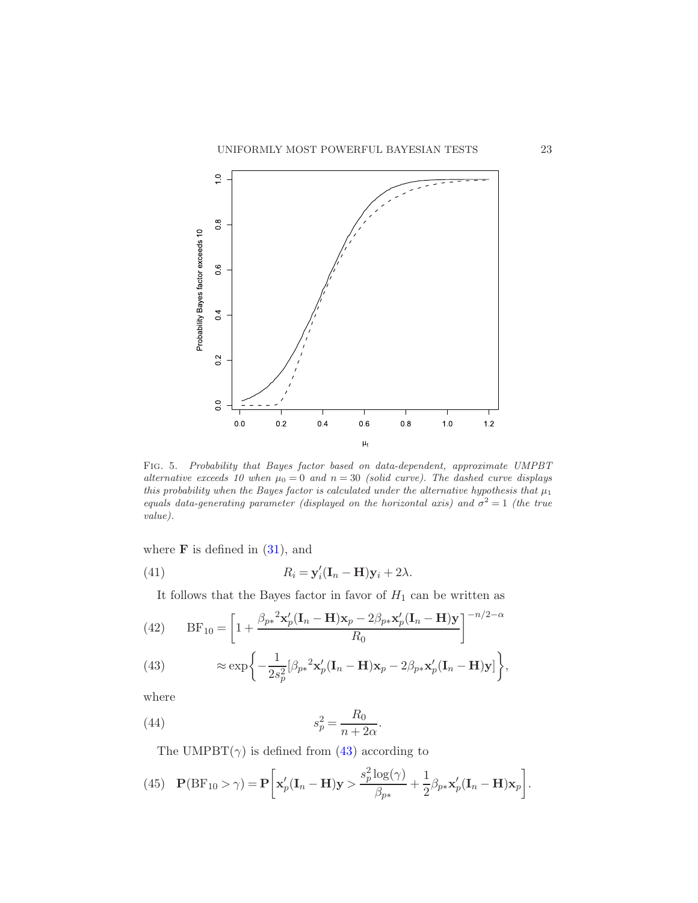FIG. 5. *Probability that Bayes factor based on data-dependent, approximate UMPBT alternative exceeds 10 when $\mu_0 = 0$ and $n = 30$ (solid curve). The dashed curve displays this probability when the Bayes factor is calculated under the alternative hypothesis that $\mu_1$ equals data-generating parameter (displayed on the horizontal axis) and $\sigma^2 = 1$ (the true value).*

where $\mathbf{F}$ is defined in (31), and

$$R_i = \mathbf{y}_i'(\mathbf{I}_n - \mathbf{H})\mathbf{y}_i + 2\lambda. \tag{41}$$

It follows that the Bayes factor in favor of $H_1$ can be written as

$$\mathrm{BF}_{10} = \left[1 + \frac{{\beta_{p*}}^2\mathbf{x}_p'(\mathbf{I}_n - \mathbf{H})\mathbf{x}_p - 2\beta_{p*}\mathbf{x}_p'(\mathbf{I}_n - \mathbf{H})\mathbf{y}}{R_0}\right]^{-n/2-\alpha} \tag{42}$$

$$\approx \exp\left\{-\frac{1}{2s_p^2}[{\beta_{p*}}^2\mathbf{x}_p'(\mathbf{I}_n - \mathbf{H})\mathbf{x}_p - 2\beta_{p*}\mathbf{x}_p'(\mathbf{I}_n - \mathbf{H})\mathbf{y}]\right\}, \tag{43}$$

where

$$s_p^2 = \frac{R_0}{n + 2\alpha}. \tag{44}$$

The UMPBT($\gamma$) is defined from (43) according to

$$\mathbf{P}(\mathrm{BF}_{10} > \gamma) = \mathbf{P}\left[\mathbf{x}_p'(\mathbf{I}_n - \mathbf{H})\mathbf{y} > \frac{s_p^2\log(\gamma)}{\beta_{p*}} + \frac{1}{2}\beta_{p*}\mathbf{x}_p'(\mathbf{I}_n - \mathbf{H})\mathbf{x}_p\right]. \tag{45}$$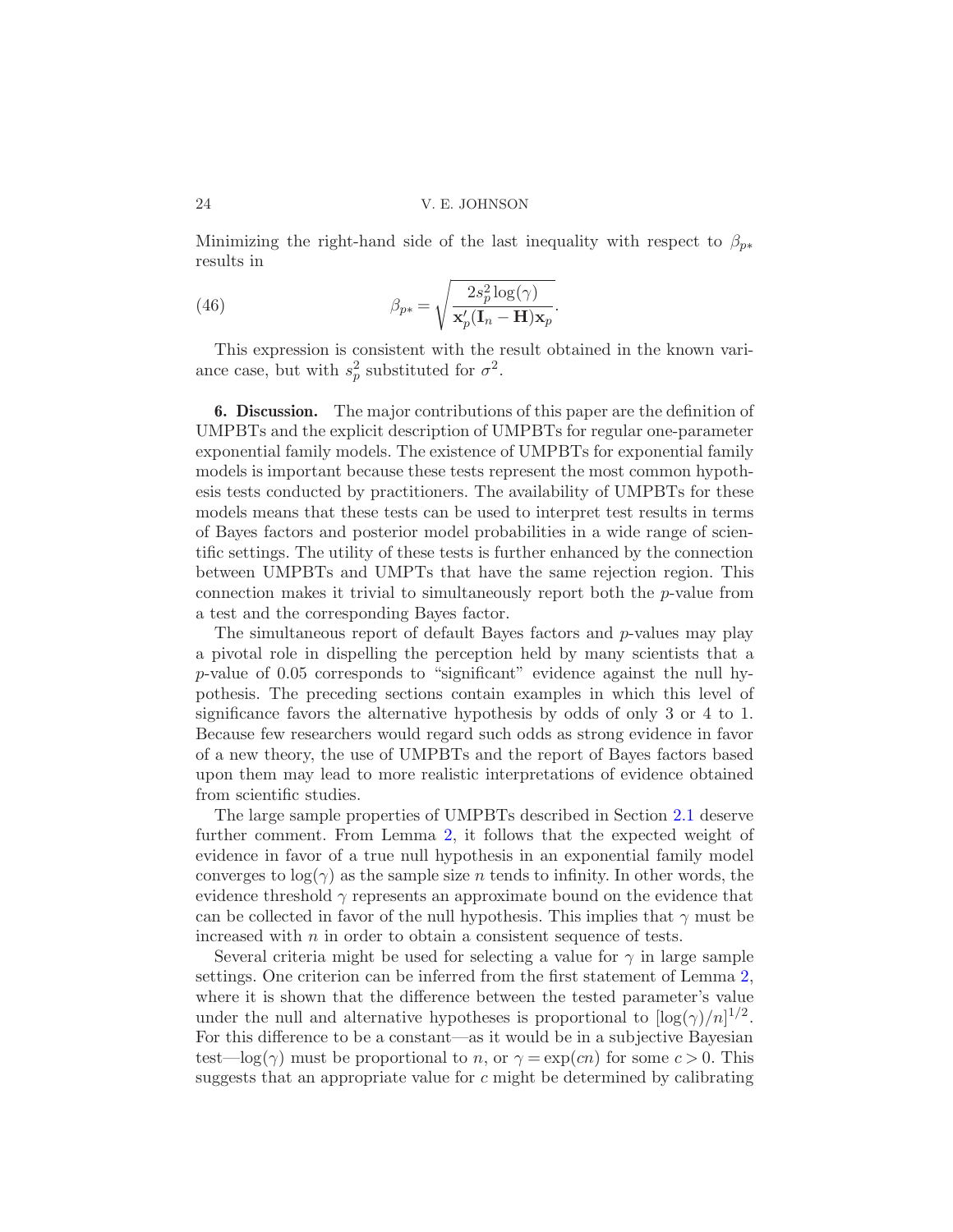Minimizing the right-hand side of the last inequality with respect to $\beta_{p*}$ results in

$$\beta_{p*} = \sqrt{\frac{2s_p^2 \log(\gamma)}{\mathbf{x}_p'(\mathbf{I}_n - \mathbf{H})\mathbf{x}_p}}. \tag{46}$$

This expression is consistent with the result obtained in the known variance case, but with $s_p^2$ substituted for $\sigma^2$.

## 6. Discussion.

The major contributions of this paper are the definition of UMPBTs and the explicit description of UMPBTs for regular one-parameter exponential family models. The existence of UMPBTs for exponential family models is important because these tests represent the most common hypothesis tests conducted by practitioners. The availability of UMPBTs for these models means that these tests can be used to interpret test results in terms of Bayes factors and posterior model probabilities in a wide range of scientific settings. The utility of these tests is further enhanced by the connection between UMPBTs and UMPTs that have the same rejection region. This connection makes it trivial to simultaneously report both the $p$-value from a test and the corresponding Bayes factor.

The simultaneous report of default Bayes factors and $p$-values may play a pivotal role in dispelling the perception held by many scientists that a $p$-value of 0.05 corresponds to "significant" evidence against the null hypothesis. The preceding sections contain examples in which this level of significance favors the alternative hypothesis by odds of only 3 or 4 to 1. Because few researchers would regard such odds as strong evidence in favor of a new theory, the use of UMPBTs and the report of Bayes factors based upon them may lead to more realistic interpretations of evidence obtained from scientific studies.

The large sample properties of UMPBTs described in Section 2.1 deserve further comment. From Lemma 2, it follows that the expected weight of evidence in favor of a true null hypothesis in an exponential family model converges to $\log(\gamma)$ as the sample size $n$ tends to infinity. In other words, the evidence threshold $\gamma$ represents an approximate bound on the evidence that can be collected in favor of the null hypothesis. This implies that $\gamma$ must be increased with $n$ in order to obtain a consistent sequence of tests.

Several criteria might be used for selecting a value for $\gamma$ in large sample settings. One criterion can be inferred from the first statement of Lemma 2, where it is shown that the difference between the tested parameter's value under the null and alternative hypotheses is proportional to $[\log(\gamma)/n]^{1/2}$. For this difference to be a constant—as it would be in a subjective Bayesian test—$\log(\gamma)$ must be proportional to $n$, or $\gamma = \exp(cn)$ for some $c > 0$. This suggests that an appropriate value for $c$ might be determined by calibrating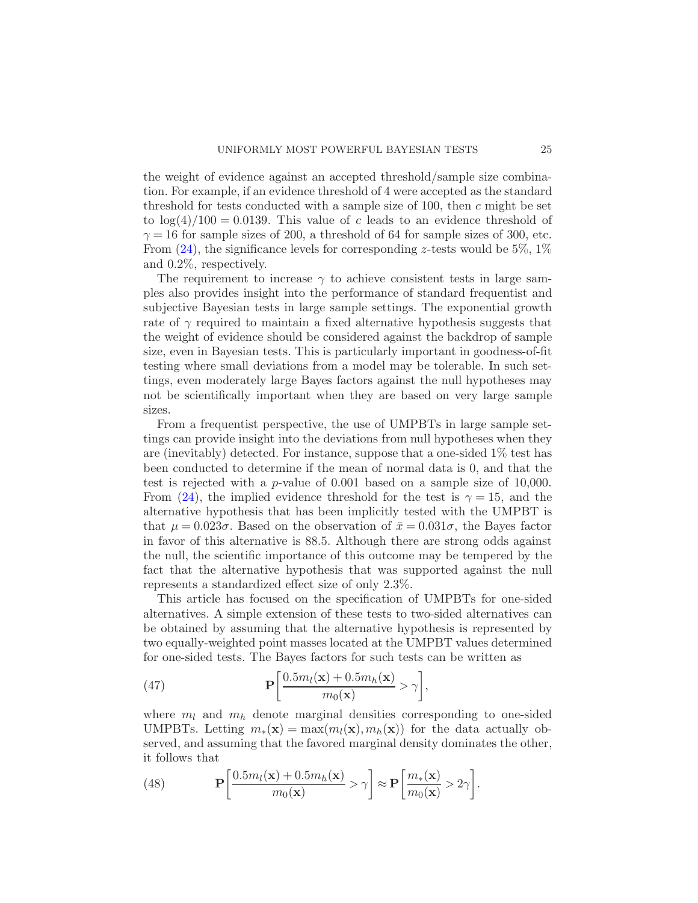the weight of evidence against an accepted threshold/sample size combination. For example, if an evidence threshold of 4 were accepted as the standard threshold for tests conducted with a sample size of 100, then $c$ might be set to $\log(4)/100 = 0.0139$. This value of $c$ leads to an evidence threshold of $\gamma = 16$ for sample sizes of 200, a threshold of 64 for sample sizes of 300, etc. From (24), the significance levels for corresponding $z$-tests would be 5%, 1% and 0.2%, respectively.

The requirement to increase $\gamma$ to achieve consistent tests in large samples also provides insight into the performance of standard frequentist and subjective Bayesian tests in large sample settings. The exponential growth rate of $\gamma$ required to maintain a fixed alternative hypothesis suggests that the weight of evidence should be considered against the backdrop of sample size, even in Bayesian tests. This is particularly important in goodness-of-fit testing where small deviations from a model may be tolerable. In such settings, even moderately large Bayes factors against the null hypotheses may not be scientifically important when they are based on very large sample sizes.

From a frequentist perspective, the use of UMPBTs in large sample settings can provide insight into the deviations from null hypotheses when they are (inevitably) detected. For instance, suppose that a one-sided 1% test has been conducted to determine if the mean of normal data is 0, and that the test is rejected with a $p$-value of 0.001 based on a sample size of 10,000. From (24), the implied evidence threshold for the test is $\gamma = 15$, and the alternative hypothesis that has been implicitly tested with the UMPBT is that $\mu = 0.023\sigma$. Based on the observation of $\bar{x} = 0.031\sigma$, the Bayes factor in favor of this alternative is 88.5. Although there are strong odds against the null, the scientific importance of this outcome may be tempered by the fact that the alternative hypothesis that was supported against the null represents a standardized effect size of only 2.3%.

This article has focused on the specification of UMPBTs for one-sided alternatives. A simple extension of these tests to two-sided alternatives can be obtained by assuming that the alternative hypothesis is represented by two equally-weighted point masses located at the UMPBT values determined for one-sided tests. The Bayes factors for such tests can be written as

$$\mathbf{P}\left[\frac{0.5m_l(\mathbf{x}) + 0.5m_h(\mathbf{x})}{m_0(\mathbf{x})} > \gamma\right], \tag{47}$$

where $m_l$ and $m_h$ denote marginal densities corresponding to one-sided UMPBTs. Letting $m_*(\mathbf{x}) = \max(m_l(\mathbf{x}), m_h(\mathbf{x}))$ for the data actually observed, and assuming that the favored marginal density dominates the other, it follows that

$$\mathbf{P}\left[\frac{0.5m_l(\mathbf{x}) + 0.5m_h(\mathbf{x})}{m_0(\mathbf{x})} > \gamma\right] \approx \mathbf{P}\left[\frac{m_*(\mathbf{x})}{m_0(\mathbf{x})} > 2\gamma\right]. \tag{48}$$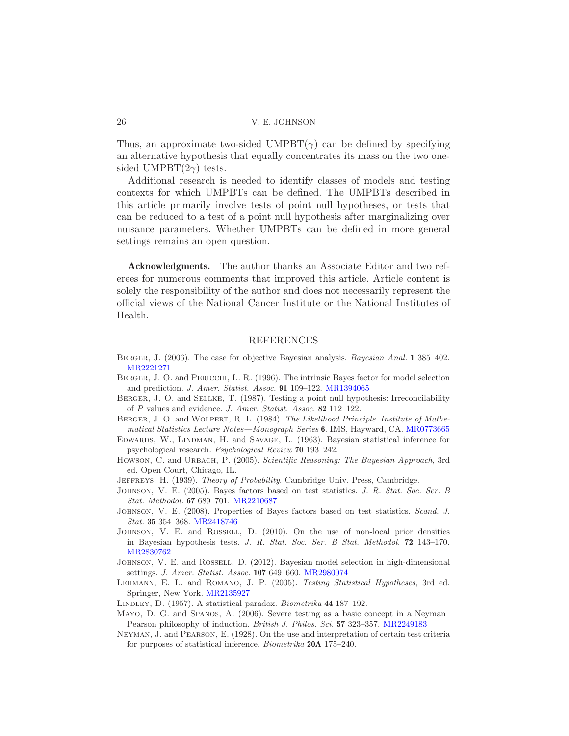Thus, an approximate two-sided UMPBT($\gamma$) can be defined by specifying an alternative hypothesis that equally concentrates its mass on the two one-sided UMPBT($2\gamma$) tests.

Additional research is needed to identify classes of models and testing contexts for which UMPBTs can be defined. The UMPBTs described in this article primarily involve tests of point null hypotheses, or tests that can be reduced to a test of a point null hypothesis after marginalizing over nuisance parameters. Whether UMPBTs can be defined in more general settings remains an open question.

**Acknowledgments.** The author thanks an Associate Editor and two referees for numerous comments that improved this article. Article content is solely the responsibility of the author and does not necessarily represent the official views of the National Cancer Institute or the National Institutes of Health.

## REFERENCES

Berger, J. (2006). The case for objective Bayesian analysis. *Bayesian Anal.* **1** 385–402. MR2221271

Berger, J. O. and Pericchi, L. R. (1996). The intrinsic Bayes factor for model selection and prediction. *J. Amer. Statist. Assoc.* **91** 109–122. MR1394065

Berger, J. O. and Sellke, T. (1987). Testing a point null hypothesis: Irreconcilability of $P$ values and evidence. *J. Amer. Statist. Assoc.* **82** 112–122.

Berger, J. O. and Wolpert, R. L. (1984). *The Likelihood Principle. Institute of Mathematical Statistics Lecture Notes—Monograph Series* **6**. IMS, Hayward, CA. MR0773665

Edwards, W., Lindman, H. and Savage, L. (1963). Bayesian statistical inference for psychological research. *Psychological Review* **70** 193–242.

Howson, C. and Urbach, P. (2005). *Scientific Reasoning: The Bayesian Approach*, 3rd ed. Open Court, Chicago, IL.

Jeffreys, H. (1939). *Theory of Probability*. Cambridge Univ. Press, Cambridge.

Johnson, V. E. (2005). Bayes factors based on test statistics. *J. R. Stat. Soc. Ser. B Stat. Methodol.* **67** 689–701. MR2210687

Johnson, V. E. (2008). Properties of Bayes factors based on test statistics. *Scand. J. Stat.* **35** 354–368. MR2418746

Johnson, V. E. and Rossell, D. (2010). On the use of non-local prior densities in Bayesian hypothesis tests. *J. R. Stat. Soc. Ser. B Stat. Methodol.* **72** 143–170. MR2830762

Johnson, V. E. and Rossell, D. (2012). Bayesian model selection in high-dimensional settings. *J. Amer. Statist. Assoc.* **107** 649–660. MR2980074

Lehmann, E. L. and Romano, J. P. (2005). *Testing Statistical Hypotheses*, 3rd ed. Springer, New York. MR2135927

Lindley, D. (1957). A statistical paradox. *Biometrika* **44** 187–192.

Mayo, D. G. and Spanos, A. (2006). Severe testing as a basic concept in a Neyman–Pearson philosophy of induction. *British J. Philos. Sci.* **57** 323–357. MR2249183

Neyman, J. and Pearson, E. (1928). On the use and interpretation of certain test criteria for purposes of statistical inference. *Biometrika* **20A** 175–240.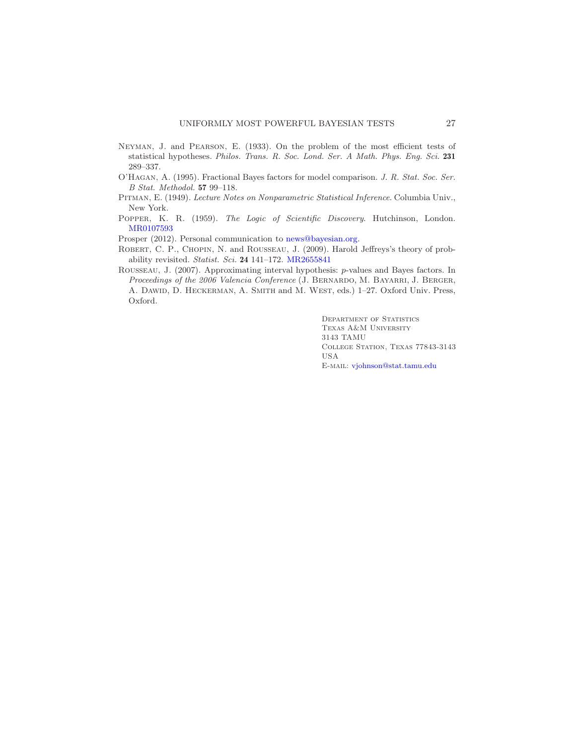Neyman, J. and Pearson, E. (1933). On the problem of the most efficient tests of statistical hypotheses. *Philos. Trans. R. Soc. Lond. Ser. A Math. Phys. Eng. Sci.* **231** 289–337.

O'Hagan, A. (1995). Fractional Bayes factors for model comparison. *J. R. Stat. Soc. Ser. B Stat. Methodol.* **57** 99–118.

Pitman, E. (1949). *Lecture Notes on Nonparametric Statistical Inference*. Columbia Univ., New York.

Popper, K. R. (1959). *The Logic of Scientific Discovery*. Hutchinson, London. MR0107593

Prosper (2012). Personal communication to news@bayesian.org.

Robert, C. P., Chopin, N. and Rousseau, J. (2009). Harold Jeffreys's theory of probability revisited. *Statist. Sci.* **24** 141–172. MR2655841

Rousseau, J. (2007). Approximating interval hypothesis: $p$-values and Bayes factors. In *Proceedings of the 2006 Valencia Conference* (J. Bernardo, M. Bayarri, J. Berger, A. Dawid, D. Heckerman, A. Smith and M. West, eds.) 1–27. Oxford Univ. Press, Oxford.

Department of Statistics
Texas A&M University
3143 TAMU
College Station, Texas 77843-3143
USA
E-mail: vjohnson@stat.tamu.edu